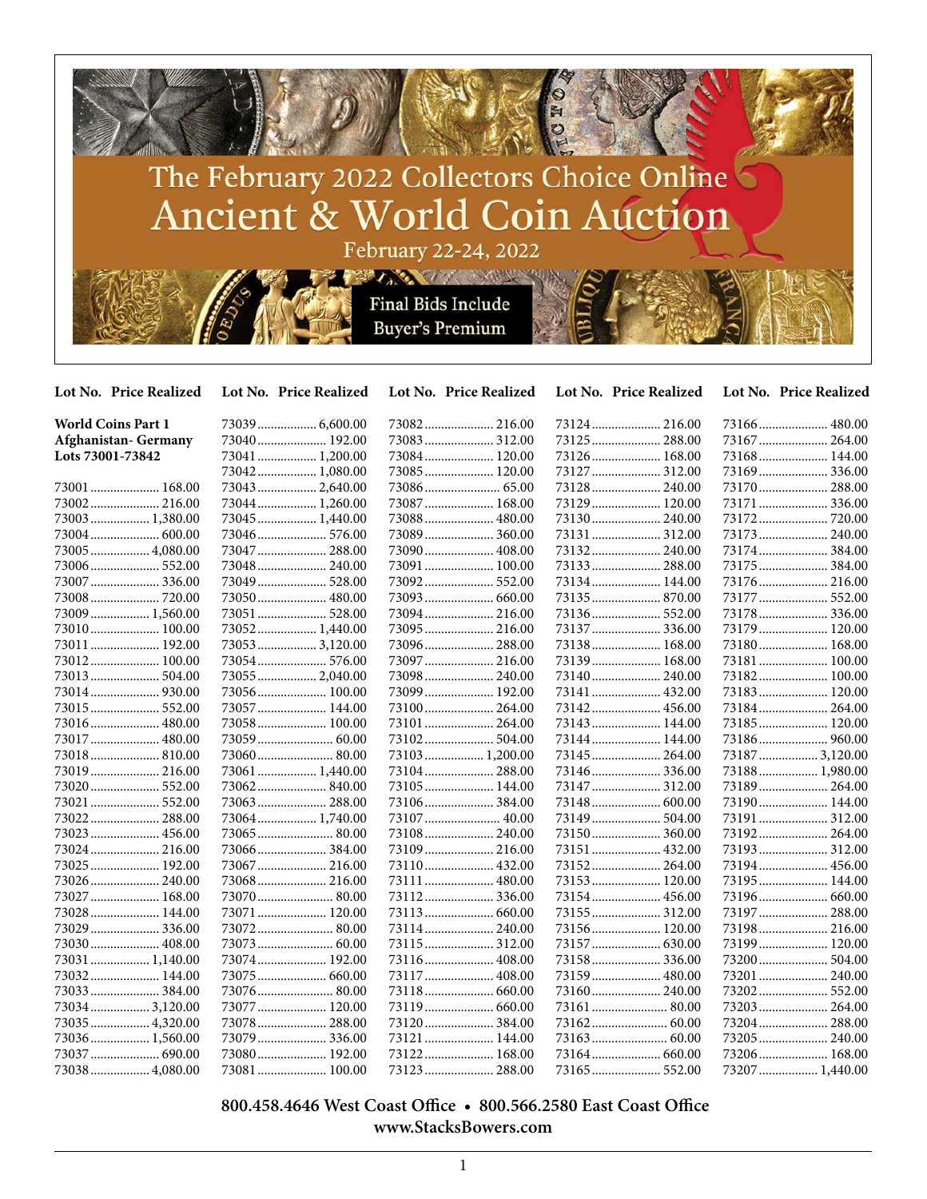# The February 2022 Collectors Choice Online Ancient & World Coin Auction

February 22-24, 2022

Final Bids Include Buyer's Premium

**World Coins Part 1**
**Afghanistan- Germany**
**Lots 73001-73842**

| Lot No. | Price Realized |
|---|---|
| 73001 | 168.00 |
| 73002 | 216.00 |
| 73003 | 1,380.00 |
| 73004 | 600.00 |
| 73005 | 4,080.00 |
| 73006 | 552.00 |
| 73007 | 336.00 |
| 73008 | 720.00 |
| 73009 | 1,560.00 |
| 73010 | 100.00 |
| 73011 | 192.00 |
| 73012 | 100.00 |
| 73013 | 504.00 |
| 73014 | 930.00 |
| 73015 | 552.00 |
| 73016 | 480.00 |
| 73017 | 480.00 |
| 73018 | 810.00 |
| 73019 | 216.00 |
| 73020 | 552.00 |
| 73021 | 552.00 |
| 73022 | 288.00 |
| 73023 | 456.00 |
| 73024 | 216.00 |
| 73025 | 192.00 |
| 73026 | 240.00 |
| 73027 | 168.00 |
| 73028 | 144.00 |
| 73029 | 336.00 |
| 73030 | 408.00 |
| 73031 | 1,140.00 |
| 73032 | 144.00 |
| 73033 | 384.00 |
| 73034 | 3,120.00 |
| 73035 | 4,320.00 |
| 73036 | 1,560.00 |
| 73037 | 690.00 |
| 73038 | 4,080.00 |
| 73039 | 6,600.00 |
| 73040 | 192.00 |
| 73041 | 1,200.00 |
| 73042 | 1,080.00 |
| 73043 | 2,640.00 |
| 73044 | 1,260.00 |
| 73045 | 1,440.00 |
| 73046 | 576.00 |
| 73047 | 288.00 |
| 73048 | 240.00 |
| 73049 | 528.00 |
| 73050 | 480.00 |
| 73051 | 528.00 |
| 73052 | 1,440.00 |
| 73053 | 3,120.00 |
| 73054 | 576.00 |
| 73055 | 2,040.00 |
| 73056 | 100.00 |
| 73057 | 144.00 |
| 73058 | 100.00 |
| 73059 | 60.00 |
| 73060 | 80.00 |
| 73061 | 1,440.00 |
| 73062 | 840.00 |
| 73063 | 288.00 |
| 73064 | 1,740.00 |
| 73065 | 80.00 |
| 73066 | 384.00 |
| 73067 | 216.00 |
| 73068 | 216.00 |
| 73070 | 80.00 |
| 73071 | 120.00 |
| 73072 | 80.00 |
| 73073 | 60.00 |
| 73074 | 192.00 |
| 73075 | 660.00 |
| 73076 | 80.00 |
| 73077 | 120.00 |
| 73078 | 288.00 |
| 73079 | 336.00 |
| 73080 | 192.00 |
| 73081 | 100.00 |
| 73082 | 216.00 |
| 73083 | 312.00 |
| 73084 | 120.00 |
| 73085 | 120.00 |
| 73086 | 65.00 |
| 73087 | 168.00 |
| 73088 | 480.00 |
| 73089 | 360.00 |
| 73090 | 408.00 |
| 73091 | 100.00 |
| 73092 | 552.00 |
| 73093 | 660.00 |
| 73094 | 216.00 |
| 73095 | 216.00 |
| 73096 | 288.00 |
| 73097 | 216.00 |
| 73098 | 240.00 |
| 73099 | 192.00 |
| 73100 | 264.00 |
| 73101 | 264.00 |
| 73102 | 504.00 |
| 73103 | 1,200.00 |
| 73104 | 288.00 |
| 73105 | 144.00 |
| 73106 | 384.00 |
| 73107 | 40.00 |
| 73108 | 240.00 |
| 73109 | 216.00 |
| 73110 | 432.00 |
| 73111 | 480.00 |
| 73112 | 336.00 |
| 73113 | 660.00 |
| 73114 | 240.00 |
| 73115 | 312.00 |
| 73116 | 408.00 |
| 73117 | 408.00 |
| 73118 | 660.00 |
| 73119 | 660.00 |
| 73120 | 384.00 |
| 73121 | 144.00 |
| 73122 | 168.00 |
| 73123 | 288.00 |
| 73124 | 216.00 |
| 73125 | 288.00 |
| 73126 | 168.00 |
| 73127 | 312.00 |
| 73128 | 240.00 |
| 73129 | 120.00 |
| 73130 | 240.00 |
| 73131 | 312.00 |
| 73132 | 240.00 |
| 73133 | 288.00 |
| 73134 | 144.00 |
| 73135 | 870.00 |
| 73136 | 552.00 |
| 73137 | 336.00 |
| 73138 | 168.00 |
| 73139 | 168.00 |
| 73140 | 240.00 |
| 73141 | 432.00 |
| 73142 | 456.00 |
| 73143 | 144.00 |
| 73144 | 144.00 |
| 73145 | 264.00 |
| 73146 | 336.00 |
| 73147 | 312.00 |
| 73148 | 600.00 |
| 73149 | 504.00 |
| 73150 | 360.00 |
| 73151 | 432.00 |
| 73152 | 264.00 |
| 73153 | 120.00 |
| 73154 | 456.00 |
| 73155 | 312.00 |
| 73156 | 120.00 |
| 73157 | 630.00 |
| 73158 | 336.00 |
| 73159 | 480.00 |
| 73160 | 240.00 |
| 73161 | 80.00 |
| 73162 | 60.00 |
| 73163 | 60.00 |
| 73164 | 660.00 |
| 73165 | 552.00 |
| 73166 | 480.00 |
| 73167 | 264.00 |
| 73168 | 144.00 |
| 73169 | 336.00 |
| 73170 | 288.00 |
| 73171 | 336.00 |
| 73172 | 720.00 |
| 73173 | 240.00 |
| 73174 | 384.00 |
| 73175 | 384.00 |
| 73176 | 216.00 |
| 73177 | 552.00 |
| 73178 | 336.00 |
| 73179 | 120.00 |
| 73180 | 168.00 |
| 73181 | 100.00 |
| 73182 | 100.00 |
| 73183 | 120.00 |
| 73184 | 264.00 |
| 73185 | 120.00 |
| 73186 | 960.00 |
| 73187 | 3,120.00 |
| 73188 | 1,980.00 |
| 73189 | 264.00 |
| 73190 | 144.00 |
| 73191 | 312.00 |
| 73192 | 264.00 |
| 73193 | 312.00 |
| 73194 | 456.00 |
| 73195 | 144.00 |
| 73196 | 660.00 |
| 73197 | 288.00 |
| 73198 | 216.00 |
| 73199 | 120.00 |
| 73200 | 504.00 |
| 73201 | 240.00 |
| 73202 | 552.00 |
| 73203 | 264.00 |
| 73204 | 288.00 |
| 73205 | 240.00 |
| 73206 | 168.00 |
| 73207 | 1,440.00 |

**800.458.4646 West Coast Office • 800.566.2580 East Coast Office**
**www.StacksBowers.com**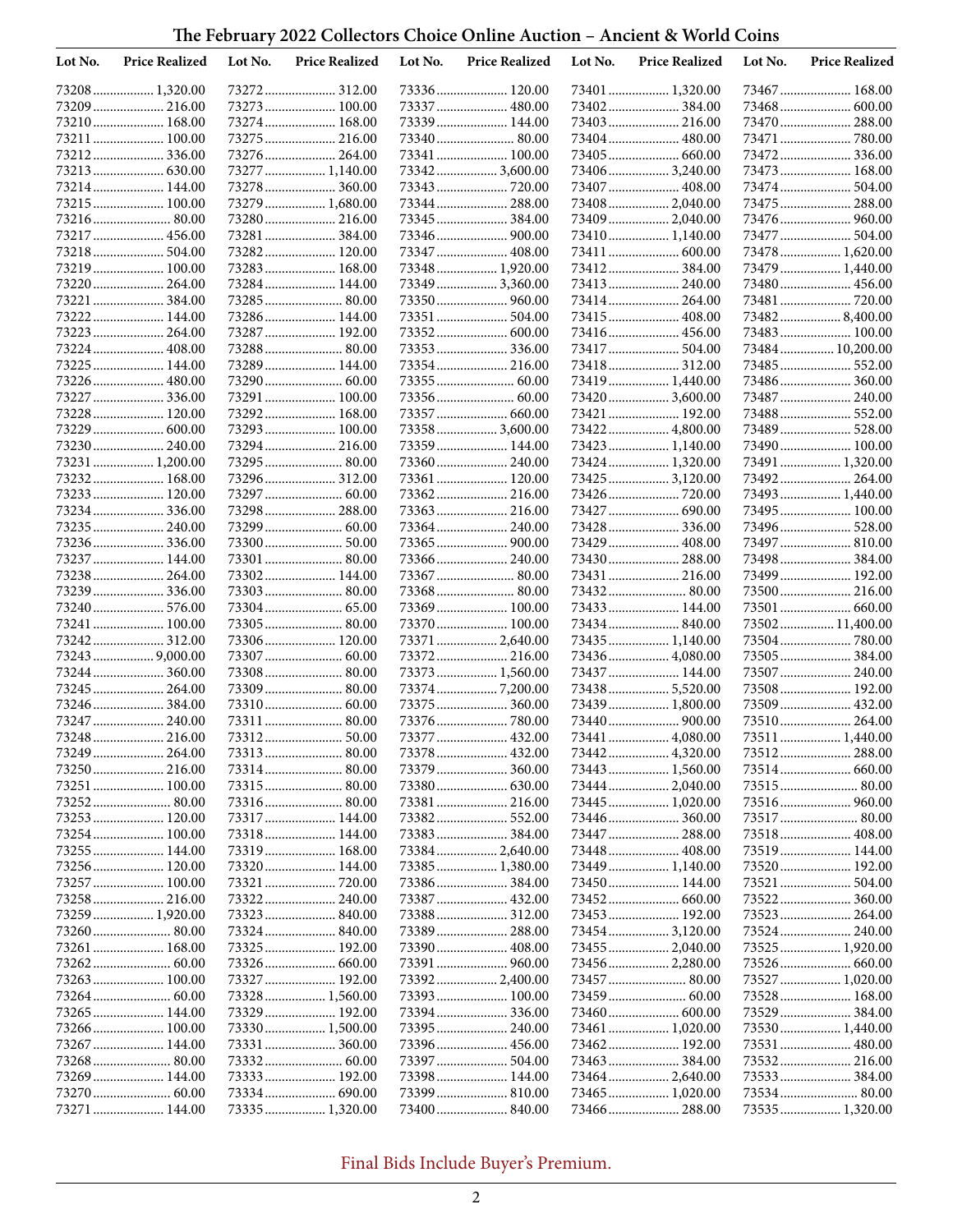## The February 2022 Collectors Choice Online Auction – Ancient & World Coins

| Lot No. | Price Realized |
|---|---|
| 73208 | 1,320.00 |
| 73209 | 216.00 |
| 73210 | 168.00 |
| 73211 | 100.00 |
| 73212 | 336.00 |
| 73213 | 630.00 |
| 73214 | 144.00 |
| 73215 | 100.00 |
| 73216 | 80.00 |
| 73217 | 456.00 |
| 73218 | 504.00 |
| 73219 | 100.00 |
| 73220 | 264.00 |
| 73221 | 384.00 |
| 73222 | 144.00 |
| 73223 | 264.00 |
| 73224 | 408.00 |
| 73225 | 144.00 |
| 73226 | 480.00 |
| 73227 | 336.00 |
| 73228 | 120.00 |
| 73229 | 600.00 |
| 73230 | 240.00 |
| 73231 | 1,200.00 |
| 73232 | 168.00 |
| 73233 | 120.00 |
| 73234 | 336.00 |
| 73235 | 240.00 |
| 73236 | 336.00 |
| 73237 | 144.00 |
| 73238 | 264.00 |
| 73239 | 336.00 |
| 73240 | 576.00 |
| 73241 | 100.00 |
| 73242 | 312.00 |
| 73243 | 9,000.00 |
| 73244 | 360.00 |
| 73245 | 264.00 |
| 73246 | 384.00 |
| 73247 | 240.00 |
| 73248 | 216.00 |
| 73249 | 264.00 |
| 73250 | 216.00 |
| 73251 | 100.00 |
| 73252 | 80.00 |
| 73253 | 120.00 |
| 73254 | 100.00 |
| 73255 | 144.00 |
| 73256 | 120.00 |
| 73257 | 100.00 |
| 73258 | 216.00 |
| 73259 | 1,920.00 |
| 73260 | 80.00 |
| 73261 | 168.00 |
| 73262 | 60.00 |
| 73263 | 100.00 |
| 73264 | 60.00 |
| 73265 | 144.00 |
| 73266 | 100.00 |
| 73267 | 144.00 |
| 73268 | 80.00 |
| 73269 | 144.00 |
| 73270 | 60.00 |
| 73271 | 144.00 |
| 73272 | 312.00 |
| 73273 | 100.00 |
| 73274 | 168.00 |
| 73275 | 216.00 |
| 73276 | 264.00 |
| 73277 | 1,140.00 |
| 73278 | 360.00 |
| 73279 | 1,680.00 |
| 73280 | 216.00 |
| 73281 | 384.00 |
| 73282 | 120.00 |
| 73283 | 168.00 |
| 73284 | 144.00 |
| 73285 | 80.00 |
| 73286 | 144.00 |
| 73287 | 192.00 |
| 73288 | 80.00 |
| 73289 | 144.00 |
| 73290 | 60.00 |
| 73291 | 100.00 |
| 73292 | 168.00 |
| 73293 | 100.00 |
| 73294 | 216.00 |
| 73295 | 80.00 |
| 73296 | 312.00 |
| 73297 | 60.00 |
| 73298 | 288.00 |
| 73299 | 60.00 |
| 73300 | 50.00 |
| 73301 | 80.00 |
| 73302 | 144.00 |
| 73303 | 80.00 |
| 73304 | 65.00 |
| 73305 | 80.00 |
| 73306 | 120.00 |
| 73307 | 60.00 |
| 73308 | 80.00 |
| 73309 | 80.00 |
| 73310 | 60.00 |
| 73311 | 80.00 |
| 73312 | 50.00 |
| 73313 | 80.00 |
| 73314 | 80.00 |
| 73315 | 80.00 |
| 73316 | 80.00 |
| 73317 | 144.00 |
| 73318 | 144.00 |
| 73319 | 168.00 |
| 73320 | 144.00 |
| 73321 | 720.00 |
| 73322 | 240.00 |
| 73323 | 840.00 |
| 73324 | 840.00 |
| 73325 | 192.00 |
| 73326 | 660.00 |
| 73327 | 192.00 |
| 73328 | 1,560.00 |
| 73329 | 192.00 |
| 73330 | 1,500.00 |
| 73331 | 360.00 |
| 73332 | 60.00 |
| 73333 | 192.00 |
| 73334 | 690.00 |
| 73335 | 1,320.00 |
| 73336 | 120.00 |
| 73337 | 480.00 |
| 73339 | 144.00 |
| 73340 | 80.00 |
| 73341 | 100.00 |
| 73342 | 3,600.00 |
| 73343 | 720.00 |
| 73344 | 288.00 |
| 73345 | 384.00 |
| 73346 | 900.00 |
| 73347 | 408.00 |
| 73348 | 1,920.00 |
| 73349 | 3,360.00 |
| 73350 | 960.00 |
| 73351 | 504.00 |
| 73352 | 600.00 |
| 73353 | 336.00 |
| 73354 | 216.00 |
| 73355 | 60.00 |
| 73356 | 60.00 |
| 73357 | 660.00 |
| 73358 | 3,600.00 |
| 73359 | 144.00 |
| 73360 | 240.00 |
| 73361 | 120.00 |
| 73362 | 216.00 |
| 73363 | 216.00 |
| 73364 | 240.00 |
| 73365 | 900.00 |
| 73366 | 240.00 |
| 73367 | 80.00 |
| 73368 | 80.00 |
| 73369 | 100.00 |
| 73370 | 100.00 |
| 73371 | 2,640.00 |
| 73372 | 216.00 |
| 73373 | 1,560.00 |
| 73374 | 7,200.00 |
| 73375 | 360.00 |
| 73376 | 780.00 |
| 73377 | 432.00 |
| 73378 | 432.00 |
| 73379 | 360.00 |
| 73380 | 630.00 |
| 73381 | 216.00 |
| 73382 | 552.00 |
| 73383 | 384.00 |
| 73384 | 2,640.00 |
| 73385 | 1,380.00 |
| 73386 | 384.00 |
| 73387 | 432.00 |
| 73388 | 312.00 |
| 73389 | 288.00 |
| 73390 | 408.00 |
| 73391 | 960.00 |
| 73392 | 2,400.00 |
| 73393 | 100.00 |
| 73394 | 336.00 |
| 73395 | 240.00 |
| 73396 | 456.00 |
| 73397 | 504.00 |
| 73398 | 144.00 |
| 73399 | 810.00 |
| 73400 | 840.00 |
| 73401 | 1,320.00 |
| 73402 | 384.00 |
| 73403 | 216.00 |
| 73404 | 480.00 |
| 73405 | 660.00 |
| 73406 | 3,240.00 |
| 73407 | 408.00 |
| 73408 | 2,040.00 |
| 73409 | 2,040.00 |
| 73410 | 1,140.00 |
| 73411 | 600.00 |
| 73412 | 384.00 |
| 73413 | 240.00 |
| 73414 | 264.00 |
| 73415 | 408.00 |
| 73416 | 456.00 |
| 73417 | 504.00 |
| 73418 | 312.00 |
| 73419 | 1,440.00 |
| 73420 | 3,600.00 |
| 73421 | 192.00 |
| 73422 | 4,800.00 |
| 73423 | 1,140.00 |
| 73424 | 1,320.00 |
| 73425 | 3,120.00 |
| 73426 | 720.00 |
| 73427 | 690.00 |
| 73428 | 336.00 |
| 73429 | 408.00 |
| 73430 | 288.00 |
| 73431 | 216.00 |
| 73432 | 80.00 |
| 73433 | 144.00 |
| 73434 | 840.00 |
| 73435 | 1,140.00 |
| 73436 | 4,080.00 |
| 73437 | 144.00 |
| 73438 | 5,520.00 |
| 73439 | 1,800.00 |
| 73440 | 900.00 |
| 73441 | 4,080.00 |
| 73442 | 4,320.00 |
| 73443 | 1,560.00 |
| 73444 | 2,040.00 |
| 73445 | 1,020.00 |
| 73446 | 360.00 |
| 73447 | 288.00 |
| 73448 | 408.00 |
| 73449 | 1,140.00 |
| 73450 | 144.00 |
| 73452 | 660.00 |
| 73453 | 192.00 |
| 73454 | 3,120.00 |
| 73455 | 2,040.00 |
| 73456 | 2,280.00 |
| 73457 | 80.00 |
| 73459 | 60.00 |
| 73460 | 600.00 |
| 73461 | 1,020.00 |
| 73462 | 192.00 |
| 73463 | 384.00 |
| 73464 | 2,640.00 |
| 73465 | 1,020.00 |
| 73466 | 288.00 |
| 73467 | 168.00 |
| 73468 | 600.00 |
| 73470 | 288.00 |
| 73471 | 780.00 |
| 73472 | 336.00 |
| 73473 | 168.00 |
| 73474 | 504.00 |
| 73475 | 288.00 |
| 73476 | 960.00 |
| 73477 | 504.00 |
| 73478 | 1,620.00 |
| 73479 | 1,440.00 |
| 73480 | 456.00 |
| 73481 | 720.00 |
| 73482 | 8,400.00 |
| 73483 | 100.00 |
| 73484 | 10,200.00 |
| 73485 | 552.00 |
| 73486 | 360.00 |
| 73487 | 240.00 |
| 73488 | 552.00 |
| 73489 | 528.00 |
| 73490 | 100.00 |
| 73491 | 1,320.00 |
| 73492 | 264.00 |
| 73493 | 1,440.00 |
| 73495 | 100.00 |
| 73496 | 528.00 |
| 73497 | 810.00 |
| 73498 | 384.00 |
| 73499 | 192.00 |
| 73500 | 216.00 |
| 73501 | 660.00 |
| 73502 | 11,400.00 |
| 73504 | 780.00 |
| 73505 | 384.00 |
| 73507 | 240.00 |
| 73508 | 192.00 |
| 73509 | 432.00 |
| 73510 | 264.00 |
| 73511 | 1,440.00 |
| 73512 | 288.00 |
| 73514 | 660.00 |
| 73515 | 80.00 |
| 73516 | 960.00 |
| 73517 | 80.00 |
| 73518 | 408.00 |
| 73519 | 144.00 |
| 73520 | 192.00 |
| 73521 | 504.00 |
| 73522 | 360.00 |
| 73523 | 264.00 |
| 73524 | 240.00 |
| 73525 | 1,920.00 |
| 73526 | 660.00 |
| 73527 | 1,020.00 |
| 73528 | 168.00 |
| 73529 | 384.00 |
| 73530 | 1,440.00 |
| 73531 | 480.00 |
| 73532 | 216.00 |
| 73533 | 384.00 |
| 73534 | 80.00 |
| 73535 | 1,320.00 |

Final Bids Include Buyer's Premium.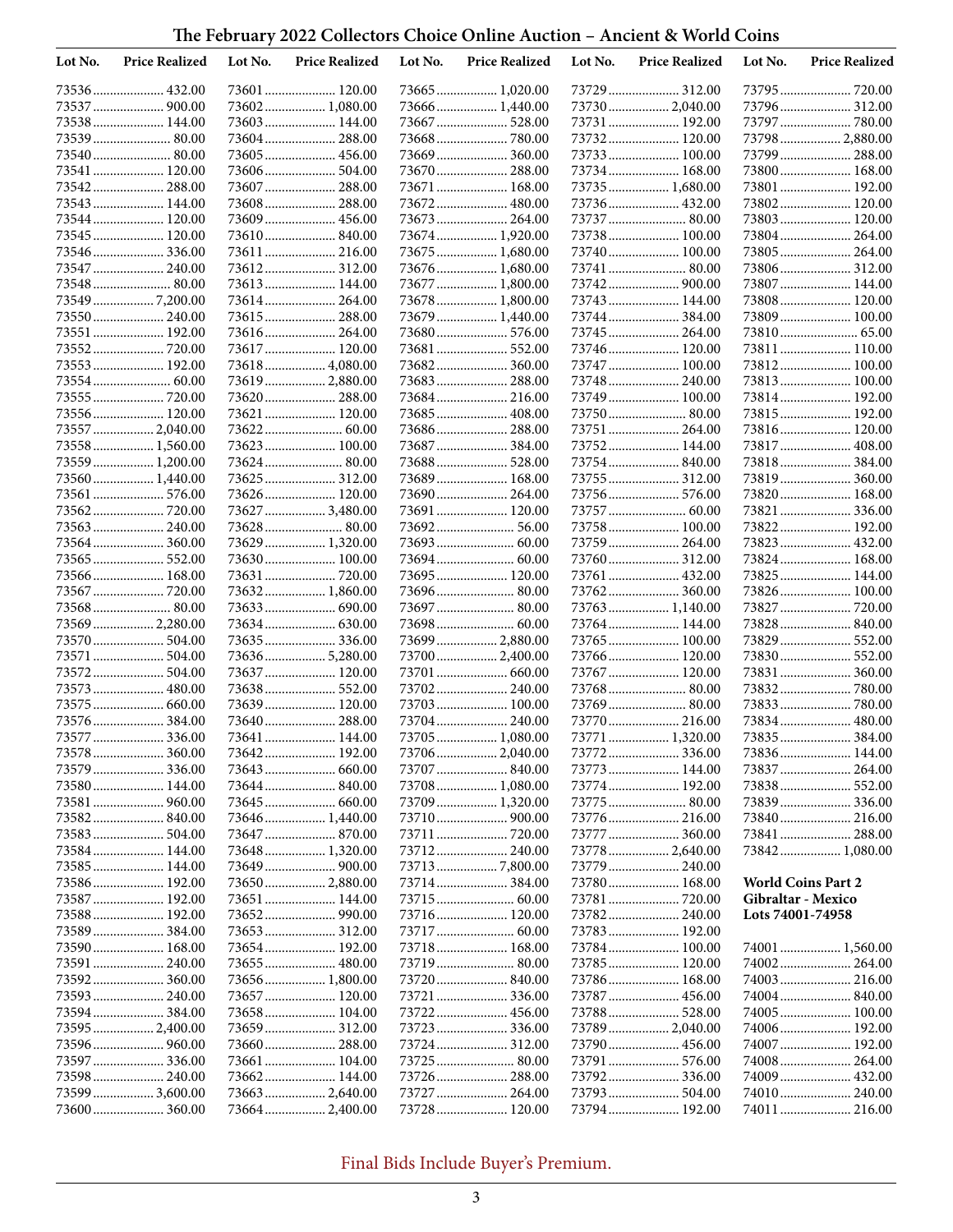# The February 2022 Collectors Choice Online Auction – Ancient & World Coins

| Lot No. | Price Realized |
|---|---|
| 73536 | 432.00 |
| 73537 | 900.00 |
| 73538 | 144.00 |
| 73539 | 80.00 |
| 73540 | 80.00 |
| 73541 | 120.00 |
| 73542 | 288.00 |
| 73543 | 144.00 |
| 73544 | 120.00 |
| 73545 | 120.00 |
| 73546 | 336.00 |
| 73547 | 240.00 |
| 73548 | 80.00 |
| 73549 | 7,200.00 |
| 73550 | 240.00 |
| 73551 | 192.00 |
| 73552 | 720.00 |
| 73553 | 192.00 |
| 73554 | 60.00 |
| 73555 | 720.00 |
| 73556 | 120.00 |
| 73557 | 2,040.00 |
| 73558 | 1,560.00 |
| 73559 | 1,200.00 |
| 73560 | 1,440.00 |
| 73561 | 576.00 |
| 73562 | 720.00 |
| 73563 | 240.00 |
| 73564 | 360.00 |
| 73565 | 552.00 |
| 73566 | 168.00 |
| 73567 | 720.00 |
| 73568 | 80.00 |
| 73569 | 2,280.00 |
| 73570 | 504.00 |
| 73571 | 504.00 |
| 73572 | 504.00 |
| 73573 | 480.00 |
| 73575 | 660.00 |
| 73576 | 384.00 |
| 73577 | 336.00 |
| 73578 | 360.00 |
| 73579 | 336.00 |
| 73580 | 144.00 |
| 73581 | 960.00 |
| 73582 | 840.00 |
| 73583 | 504.00 |
| 73584 | 144.00 |
| 73585 | 144.00 |
| 73586 | 192.00 |
| 73587 | 192.00 |
| 73588 | 192.00 |
| 73589 | 384.00 |
| 73590 | 168.00 |
| 73591 | 240.00 |
| 73592 | 360.00 |
| 73593 | 240.00 |
| 73594 | 384.00 |
| 73595 | 2,400.00 |
| 73596 | 960.00 |
| 73597 | 336.00 |
| 73598 | 240.00 |
| 73599 | 3,600.00 |
| 73600 | 360.00 |
| 73601 | 120.00 |
| 73602 | 1,080.00 |
| 73603 | 144.00 |
| 73604 | 288.00 |
| 73605 | 456.00 |
| 73606 | 504.00 |
| 73607 | 288.00 |
| 73608 | 288.00 |
| 73609 | 456.00 |
| 73610 | 840.00 |
| 73611 | 216.00 |
| 73612 | 312.00 |
| 73613 | 144.00 |
| 73614 | 264.00 |
| 73615 | 288.00 |
| 73616 | 264.00 |
| 73617 | 120.00 |
| 73618 | 4,080.00 |
| 73619 | 2,880.00 |
| 73620 | 288.00 |
| 73621 | 120.00 |
| 73622 | 60.00 |
| 73623 | 100.00 |
| 73624 | 80.00 |
| 73625 | 312.00 |
| 73626 | 120.00 |
| 73627 | 3,480.00 |
| 73628 | 80.00 |
| 73629 | 1,320.00 |
| 73630 | 100.00 |
| 73631 | 720.00 |
| 73632 | 1,860.00 |
| 73633 | 690.00 |
| 73634 | 630.00 |
| 73635 | 336.00 |
| 73636 | 5,280.00 |
| 73637 | 120.00 |
| 73638 | 552.00 |
| 73639 | 120.00 |
| 73640 | 288.00 |
| 73641 | 144.00 |
| 73642 | 192.00 |
| 73643 | 660.00 |
| 73644 | 840.00 |
| 73645 | 660.00 |
| 73646 | 1,440.00 |
| 73647 | 870.00 |
| 73648 | 1,320.00 |
| 73649 | 900.00 |
| 73650 | 2,880.00 |
| 73651 | 144.00 |
| 73652 | 990.00 |
| 73653 | 312.00 |
| 73654 | 192.00 |
| 73655 | 480.00 |
| 73656 | 1,800.00 |
| 73657 | 120.00 |
| 73658 | 104.00 |
| 73659 | 312.00 |
| 73660 | 288.00 |
| 73661 | 104.00 |
| 73662 | 144.00 |
| 73663 | 2,640.00 |
| 73664 | 2,400.00 |
| 73665 | 1,020.00 |
| 73666 | 1,440.00 |
| 73667 | 528.00 |
| 73668 | 780.00 |
| 73669 | 360.00 |
| 73670 | 288.00 |
| 73671 | 168.00 |
| 73672 | 480.00 |
| 73673 | 264.00 |
| 73674 | 1,920.00 |
| 73675 | 1,680.00 |
| 73676 | 1,680.00 |
| 73677 | 1,800.00 |
| 73678 | 1,800.00 |
| 73679 | 1,440.00 |
| 73680 | 576.00 |
| 73681 | 552.00 |
| 73682 | 360.00 |
| 73683 | 288.00 |
| 73684 | 216.00 |
| 73685 | 408.00 |
| 73686 | 288.00 |
| 73687 | 384.00 |
| 73688 | 528.00 |
| 73689 | 168.00 |
| 73690 | 264.00 |
| 73691 | 120.00 |
| 73692 | 56.00 |
| 73693 | 60.00 |
| 73694 | 60.00 |
| 73695 | 120.00 |
| 73696 | 80.00 |
| 73697 | 80.00 |
| 73698 | 60.00 |
| 73699 | 2,880.00 |
| 73700 | 2,400.00 |
| 73701 | 660.00 |
| 73702 | 240.00 |
| 73703 | 100.00 |
| 73704 | 240.00 |
| 73705 | 1,080.00 |
| 73706 | 2,040.00 |
| 73707 | 840.00 |
| 73708 | 1,080.00 |
| 73709 | 1,320.00 |
| 73710 | 900.00 |
| 73711 | 720.00 |
| 73712 | 240.00 |
| 73713 | 7,800.00 |
| 73714 | 384.00 |
| 73715 | 60.00 |
| 73716 | 120.00 |
| 73717 | 60.00 |
| 73718 | 168.00 |
| 73719 | 80.00 |
| 73720 | 840.00 |
| 73721 | 336.00 |
| 73722 | 456.00 |
| 73723 | 336.00 |
| 73724 | 312.00 |
| 73725 | 80.00 |
| 73726 | 288.00 |
| 73727 | 264.00 |
| 73728 | 120.00 |
| 73729 | 312.00 |
| 73730 | 2,040.00 |
| 73731 | 192.00 |
| 73732 | 120.00 |
| 73733 | 100.00 |
| 73734 | 168.00 |
| 73735 | 1,680.00 |
| 73736 | 432.00 |
| 73737 | 80.00 |
| 73738 | 100.00 |
| 73740 | 100.00 |
| 73741 | 80.00 |
| 73742 | 900.00 |
| 73743 | 144.00 |
| 73744 | 384.00 |
| 73745 | 264.00 |
| 73746 | 120.00 |
| 73747 | 100.00 |
| 73748 | 240.00 |
| 73749 | 100.00 |
| 73750 | 80.00 |
| 73751 | 264.00 |
| 73752 | 144.00 |
| 73754 | 840.00 |
| 73755 | 312.00 |
| 73756 | 576.00 |
| 73757 | 60.00 |
| 73758 | 100.00 |
| 73759 | 264.00 |
| 73760 | 312.00 |
| 73761 | 432.00 |
| 73762 | 360.00 |
| 73763 | 1,140.00 |
| 73764 | 144.00 |
| 73765 | 100.00 |
| 73766 | 120.00 |
| 73767 | 120.00 |
| 73768 | 80.00 |
| 73769 | 80.00 |
| 73770 | 216.00 |
| 73771 | 1,320.00 |
| 73772 | 336.00 |
| 73773 | 144.00 |
| 73774 | 192.00 |
| 73775 | 80.00 |
| 73776 | 216.00 |
| 73777 | 360.00 |
| 73778 | 2,640.00 |
| 73779 | 240.00 |
| 73780 | 168.00 |
| 73781 | 720.00 |
| 73782 | 240.00 |
| 73783 | 192.00 |
| 73784 | 100.00 |
| 73785 | 120.00 |
| 73786 | 168.00 |
| 73787 | 456.00 |
| 73788 | 528.00 |
| 73789 | 2,040.00 |
| 73790 | 456.00 |
| 73791 | 576.00 |
| 73792 | 336.00 |
| 73793 | 504.00 |
| 73794 | 192.00 |
| 73795 | 720.00 |
| 73796 | 312.00 |
| 73797 | 780.00 |
| 73798 | 2,880.00 |
| 73799 | 288.00 |
| 73800 | 168.00 |
| 73801 | 192.00 |
| 73802 | 120.00 |
| 73803 | 120.00 |
| 73804 | 264.00 |
| 73805 | 264.00 |
| 73806 | 312.00 |
| 73807 | 144.00 |
| 73808 | 120.00 |
| 73809 | 100.00 |
| 73810 | 65.00 |
| 73811 | 110.00 |
| 73812 | 100.00 |
| 73813 | 100.00 |
| 73814 | 192.00 |
| 73815 | 192.00 |
| 73816 | 120.00 |
| 73817 | 408.00 |
| 73818 | 384.00 |
| 73819 | 360.00 |
| 73820 | 168.00 |
| 73821 | 336.00 |
| 73822 | 192.00 |
| 73823 | 432.00 |
| 73824 | 168.00 |
| 73825 | 144.00 |
| 73826 | 100.00 |
| 73827 | 720.00 |
| 73828 | 840.00 |
| 73829 | 552.00 |
| 73830 | 552.00 |
| 73831 | 360.00 |
| 73832 | 780.00 |
| 73833 | 780.00 |
| 73834 | 480.00 |
| 73835 | 384.00 |
| 73836 | 144.00 |
| 73837 | 264.00 |
| 73838 | 552.00 |
| 73839 | 336.00 |
| 73840 | 216.00 |
| 73841 | 288.00 |
| 73842 | 1,080.00 |

**World Coins Part 2**
**Gibraltar - Mexico**
**Lots 74001-74958**

| Lot No. | Price Realized |
|---|---|
| 74001 | 1,560.00 |
| 74002 | 264.00 |
| 74003 | 216.00 |
| 74004 | 840.00 |
| 74005 | 100.00 |
| 74006 | 192.00 |
| 74007 | 192.00 |
| 74008 | 264.00 |
| 74009 | 432.00 |
| 74010 | 240.00 |
| 74011 | 216.00 |

Final Bids Include Buyer's Premium.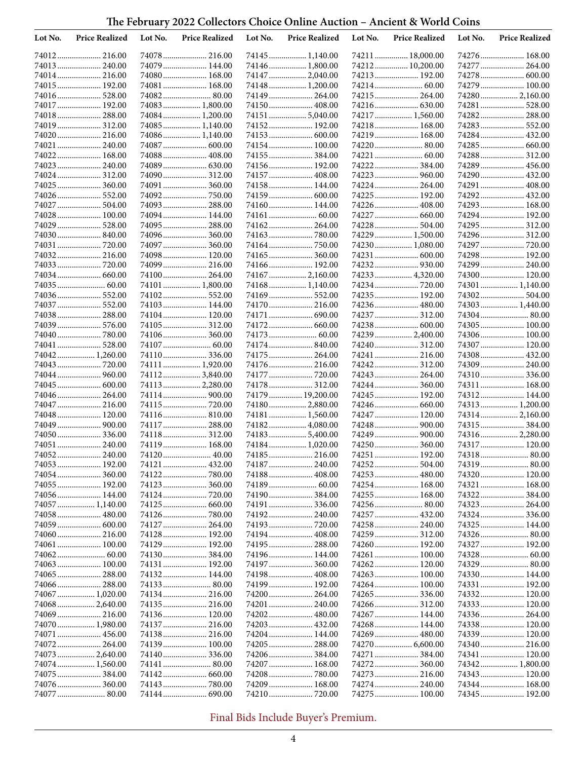# The February 2022 Collectors Choice Online Auction – Ancient & World Coins

| Lot No. | Price Realized | Lot No. | Price Realized | Lot No. | Price Realized | Lot No. | Price Realized | Lot No. | Price Realized |
|---|---|---|---|---|---|---|---|---|---|
| 74012 | 216.00 | 74078 | 216.00 | 74145 | 1,140.00 | 74211 | 18,000.00 | 74276 | 168.00 |
| 74013 | 240.00 | 74079 | 144.00 | 74146 | 1,800.00 | 74212 | 10,200.00 | 74277 | 264.00 |
| 74014 | 216.00 | 74080 | 168.00 | 74147 | 2,040.00 | 74213 | 192.00 | 74278 | 600.00 |
| 74015 | 192.00 | 74081 | 168.00 | 74148 | 1,200.00 | 74214 | 60.00 | 74279 | 100.00 |
| 74016 | 528.00 | 74082 | 80.00 | 74149 | 264.00 | 74215 | 264.00 | 74280 | 2,160.00 |
| 74017 | 192.00 | 74083 | 1,800.00 | 74150 | 408.00 | 74216 | 630.00 | 74281 | 528.00 |
| 74018 | 288.00 | 74084 | 1,200.00 | 74151 | 5,040.00 | 74217 | 1,560.00 | 74282 | 288.00 |
| 74019 | 312.00 | 74085 | 1,140.00 | 74152 | 192.00 | 74218 | 168.00 | 74283 | 552.00 |
| 74020 | 216.00 | 74086 | 1,140.00 | 74153 | 600.00 | 74219 | 168.00 | 74284 | 432.00 |
| 74021 | 240.00 | 74087 | 600.00 | 74154 | 100.00 | 74220 | 80.00 | 74285 | 660.00 |
| 74022 | 168.00 | 74088 | 408.00 | 74155 | 384.00 | 74221 | 60.00 | 74288 | 312.00 |
| 74023 | 240.00 | 74089 | 630.00 | 74156 | 192.00 | 74222 | 384.00 | 74289 | 456.00 |
| 74024 | 312.00 | 74090 | 312.00 | 74157 | 408.00 | 74223 | 960.00 | 74290 | 432.00 |
| 74025 | 360.00 | 74091 | 360.00 | 74158 | 144.00 | 74224 | 264.00 | 74291 | 408.00 |
| 74026 | 552.00 | 74092 | 750.00 | 74159 | 600.00 | 74225 | 192.00 | 74292 | 432.00 |
| 74027 | 504.00 | 74093 | 288.00 | 74160 | 144.00 | 74226 | 408.00 | 74293 | 168.00 |
| 74028 | 100.00 | 74094 | 144.00 | 74161 | 60.00 | 74227 | 660.00 | 74294 | 192.00 |
| 74029 | 528.00 | 74095 | 288.00 | 74162 | 264.00 | 74228 | 504.00 | 74295 | 312.00 |
| 74030 | 840.00 | 74096 | 360.00 | 74163 | 780.00 | 74229 | 1,500.00 | 74296 | 312.00 |
| 74031 | 720.00 | 74097 | 360.00 | 74164 | 750.00 | 74230 | 1,080.00 | 74297 | 720.00 |
| 74032 | 216.00 | 74098 | 120.00 | 74165 | 360.00 | 74231 | 600.00 | 74298 | 192.00 |
| 74033 | 720.00 | 74099 | 216.00 | 74166 | 192.00 | 74232 | 930.00 | 74299 | 240.00 |
| 74034 | 660.00 | 74100 | 264.00 | 74167 | 2,160.00 | 74233 | 4,320.00 | 74300 | 120.00 |
| 74035 | 60.00 | 74101 | 1,800.00 | 74168 | 1,140.00 | 74234 | 720.00 | 74301 | 1,140.00 |
| 74036 | 552.00 | 74102 | 552.00 | 74169 | 552.00 | 74235 | 192.00 | 74302 | 504.00 |
| 74037 | 552.00 | 74103 | 144.00 | 74170 | 216.00 | 74236 | 480.00 | 74303 | 1,440.00 |
| 74038 | 288.00 | 74104 | 120.00 | 74171 | 690.00 | 74237 | 312.00 | 74304 | 80.00 |
| 74039 | 576.00 | 74105 | 312.00 | 74172 | 660.00 | 74238 | 600.00 | 74305 | 100.00 |
| 74040 | 780.00 | 74106 | 360.00 | 74173 | 60.00 | 74239 | 2,400.00 | 74306 | 100.00 |
| 74041 | 528.00 | 74107 | 60.00 | 74174 | 840.00 | 74240 | 312.00 | 74307 | 120.00 |
| 74042 | 1,260.00 | 74110 | 336.00 | 74175 | 264.00 | 74241 | 216.00 | 74308 | 432.00 |
| 74043 | 720.00 | 74111 | 1,920.00 | 74176 | 216.00 | 74242 | 312.00 | 74309 | 240.00 |
| 74044 | 960.00 | 74112 | 3,840.00 | 74177 | 720.00 | 74243 | 264.00 | 74310 | 336.00 |
| 74045 | 600.00 | 74113 | 2,280.00 | 74178 | 312.00 | 74244 | 360.00 | 74311 | 168.00 |
| 74046 | 264.00 | 74114 | 900.00 | 74179 | 19,200.00 | 74245 | 192.00 | 74312 | 144.00 |
| 74047 | 216.00 | 74115 | 720.00 | 74180 | 2,880.00 | 74246 | 660.00 | 74313 | 1,200.00 |
| 74048 | 120.00 | 74116 | 810.00 | 74181 | 1,560.00 | 74247 | 120.00 | 74314 | 2,160.00 |
| 74049 | 900.00 | 74117 | 288.00 | 74182 | 4,080.00 | 74248 | 900.00 | 74315 | 384.00 |
| 74050 | 336.00 | 74118 | 312.00 | 74183 | 5,400.00 | 74249 | 900.00 | 74316 | 2,280.00 |
| 74051 | 240.00 | 74119 | 168.00 | 74184 | 1,020.00 | 74250 | 360.00 | 74317 | 120.00 |
| 74052 | 240.00 | 74120 | 40.00 | 74185 | 216.00 | 74251 | 192.00 | 74318 | 80.00 |
| 74053 | 192.00 | 74121 | 432.00 | 74187 | 240.00 | 74252 | 504.00 | 74319 | 80.00 |
| 74054 | 360.00 | 74122 | 780.00 | 74188 | 408.00 | 74253 | 480.00 | 74320 | 120.00 |
| 74055 | 192.00 | 74123 | 360.00 | 74189 | 60.00 | 74254 | 168.00 | 74321 | 168.00 |
| 74056 | 144.00 | 74124 | 720.00 | 74190 | 384.00 | 74255 | 168.00 | 74322 | 384.00 |
| 74057 | 1,140.00 | 74125 | 660.00 | 74191 | 336.00 | 74256 | 80.00 | 74323 | 264.00 |
| 74058 | 480.00 | 74126 | 780.00 | 74192 | 240.00 | 74257 | 432.00 | 74324 | 336.00 |
| 74059 | 600.00 | 74127 | 264.00 | 74193 | 720.00 | 74258 | 240.00 | 74325 | 144.00 |
| 74060 | 216.00 | 74128 | 192.00 | 74194 | 408.00 | 74259 | 312.00 | 74326 | 80.00 |
| 74061 | 100.00 | 74129 | 192.00 | 74195 | 288.00 | 74260 | 192.00 | 74327 | 192.00 |
| 74062 | 60.00 | 74130 | 384.00 | 74196 | 144.00 | 74261 | 100.00 | 74328 | 60.00 |
| 74063 | 100.00 | 74131 | 192.00 | 74197 | 360.00 | 74262 | 120.00 | 74329 | 80.00 |
| 74065 | 288.00 | 74132 | 144.00 | 74198 | 408.00 | 74263 | 100.00 | 74330 | 144.00 |
| 74066 | 288.00 | 74133 | 80.00 | 74199 | 192.00 | 74264 | 100.00 | 74331 | 192.00 |
| 74067 | 1,020.00 | 74134 | 216.00 | 74200 | 264.00 | 74265 | 336.00 | 74332 | 120.00 |
| 74068 | 2,640.00 | 74135 | 216.00 | 74201 | 240.00 | 74266 | 312.00 | 74333 | 120.00 |
| 74069 | 216.00 | 74136 | 120.00 | 74202 | 480.00 | 74267 | 144.00 | 74336 | 264.00 |
| 74070 | 1,980.00 | 74137 | 216.00 | 74203 | 432.00 | 74268 | 144.00 | 74338 | 120.00 |
| 74071 | 456.00 | 74138 | 216.00 | 74204 | 144.00 | 74269 | 480.00 | 74339 | 120.00 |
| 74072 | 264.00 | 74139 | 100.00 | 74205 | 288.00 | 74270 | 6,600.00 | 74340 | 216.00 |
| 74073 | 2,640.00 | 74140 | 336.00 | 74206 | 384.00 | 74271 | 384.00 | 74341 | 120.00 |
| 74074 | 1,560.00 | 74141 | 80.00 | 74207 | 168.00 | 74272 | 360.00 | 74342 | 1,800.00 |
| 74075 | 384.00 | 74142 | 660.00 | 74208 | 780.00 | 74273 | 216.00 | 74343 | 120.00 |
| 74076 | 360.00 | 74143 | 780.00 | 74209 | 168.00 | 74274 | 240.00 | 74344 | 168.00 |
| 74077 | 80.00 | 74144 | 690.00 | 74210 | 720.00 | 74275 | 100.00 | 74345 | 192.00 |

Final Bids Include Buyer's Premium.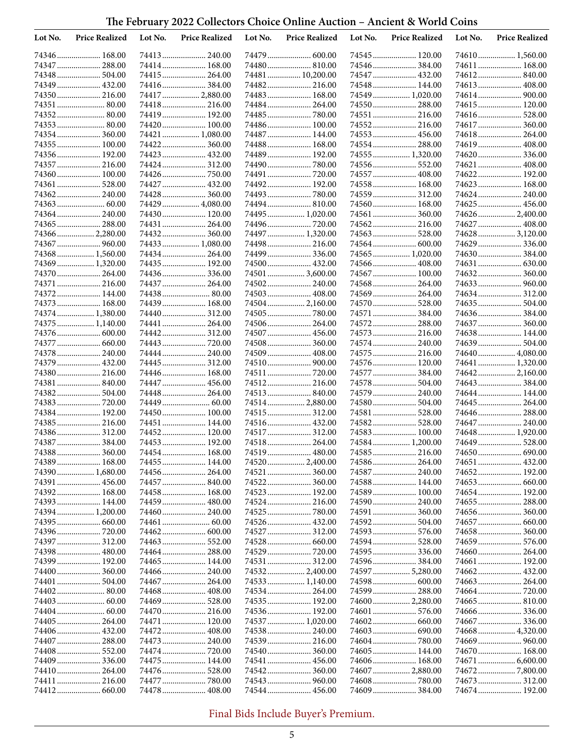# The February 2022 Collectors Choice Online Auction – Ancient & World Coins

| Lot No. | Price Realized | Lot No. | Price Realized | Lot No. | Price Realized | Lot No. | Price Realized | Lot No. | Price Realized |
|---|---|---|---|---|---|---|---|---|---|
| 74346 | 168.00 | 74413 | 240.00 | 74479 | 600.00 | 74545 | 120.00 | 74610 | 1,560.00 |
| 74347 | 288.00 | 74414 | 168.00 | 74480 | 810.00 | 74546 | 384.00 | 74611 | 168.00 |
| 74348 | 504.00 | 74415 | 264.00 | 74481 | 10,200.00 | 74547 | 432.00 | 74612 | 840.00 |
| 74349 | 432.00 | 74416 | 384.00 | 74482 | 216.00 | 74548 | 144.00 | 74613 | 408.00 |
| 74350 | 216.00 | 74417 | 2,880.00 | 74483 | 168.00 | 74549 | 1,020.00 | 74614 | 900.00 |
| 74351 | 80.00 | 74418 | 216.00 | 74484 | 264.00 | 74550 | 288.00 | 74615 | 120.00 |
| 74352 | 80.00 | 74419 | 192.00 | 74485 | 780.00 | 74551 | 216.00 | 74616 | 528.00 |
| 74353 | 80.00 | 74420 | 100.00 | 74486 | 100.00 | 74552 | 216.00 | 74617 | 360.00 |
| 74354 | 360.00 | 74421 | 1,080.00 | 74487 | 144.00 | 74553 | 456.00 | 74618 | 264.00 |
| 74355 | 100.00 | 74422 | 360.00 | 74488 | 168.00 | 74554 | 288.00 | 74619 | 408.00 |
| 74356 | 192.00 | 74423 | 432.00 | 74489 | 192.00 | 74555 | 1,320.00 | 74620 | 336.00 |
| 74357 | 216.00 | 74424 | 312.00 | 74490 | 780.00 | 74556 | 552.00 | 74621 | 408.00 |
| 74360 | 100.00 | 74426 | 750.00 | 74491 | 720.00 | 74557 | 408.00 | 74622 | 192.00 |
| 74361 | 528.00 | 74427 | 432.00 | 74492 | 192.00 | 74558 | 168.00 | 74623 | 168.00 |
| 74362 | 240.00 | 74428 | 360.00 | 74493 | 780.00 | 74559 | 312.00 | 74624 | 240.00 |
| 74363 | 60.00 | 74429 | 4,080.00 | 74494 | 810.00 | 74560 | 168.00 | 74625 | 456.00 |
| 74364 | 240.00 | 74430 | 120.00 | 74495 | 1,020.00 | 74561 | 360.00 | 74626 | 2,400.00 |
| 74365 | 288.00 | 74431 | 264.00 | 74496 | 720.00 | 74562 | 216.00 | 74627 | 408.00 |
| 74366 | 2,280.00 | 74432 | 360.00 | 74497 | 1,320.00 | 74563 | 528.00 | 74628 | 3,120.00 |
| 74367 | 960.00 | 74433 | 1,080.00 | 74498 | 216.00 | 74564 | 600.00 | 74629 | 336.00 |
| 74368 | 1,560.00 | 74434 | 264.00 | 74499 | 336.00 | 74565 | 1,020.00 | 74630 | 384.00 |
| 74369 | 1,320.00 | 74435 | 192.00 | 74500 | 432.00 | 74566 | 408.00 | 74631 | 630.00 |
| 74370 | 264.00 | 74436 | 336.00 | 74501 | 3,600.00 | 74567 | 100.00 | 74632 | 360.00 |
| 74371 | 216.00 | 74437 | 264.00 | 74502 | 240.00 | 74568 | 264.00 | 74633 | 960.00 |
| 74372 | 144.00 | 74438 | 80.00 | 74503 | 408.00 | 74569 | 264.00 | 74634 | 312.00 |
| 74373 | 168.00 | 74439 | 168.00 | 74504 | 2,160.00 | 74570 | 528.00 | 74635 | 504.00 |
| 74374 | 1,380.00 | 74440 | 312.00 | 74505 | 780.00 | 74571 | 384.00 | 74636 | 384.00 |
| 74375 | 1,140.00 | 74441 | 264.00 | 74506 | 264.00 | 74572 | 288.00 | 74637 | 360.00 |
| 74376 | 600.00 | 74442 | 312.00 | 74507 | 456.00 | 74573 | 216.00 | 74638 | 144.00 |
| 74377 | 660.00 | 74443 | 720.00 | 74508 | 360.00 | 74574 | 240.00 | 74639 | 504.00 |
| 74378 | 240.00 | 74444 | 240.00 | 74509 | 408.00 | 74575 | 216.00 | 74640 | 4,080.00 |
| 74379 | 432.00 | 74445 | 312.00 | 74510 | 900.00 | 74576 | 120.00 | 74641 | 1,320.00 |
| 74380 | 216.00 | 74446 | 168.00 | 74511 | 720.00 | 74577 | 384.00 | 74642 | 2,160.00 |
| 74381 | 840.00 | 74447 | 456.00 | 74512 | 216.00 | 74578 | 504.00 | 74643 | 384.00 |
| 74382 | 504.00 | 74448 | 264.00 | 74513 | 840.00 | 74579 | 240.00 | 74644 | 144.00 |
| 74383 | 720.00 | 74449 | 60.00 | 74514 | 2,880.00 | 74580 | 504.00 | 74645 | 264.00 |
| 74384 | 192.00 | 74450 | 100.00 | 74515 | 312.00 | 74581 | 528.00 | 74646 | 288.00 |
| 74385 | 216.00 | 74451 | 144.00 | 74516 | 432.00 | 74582 | 528.00 | 74647 | 240.00 |
| 74386 | 312.00 | 74452 | 120.00 | 74517 | 312.00 | 74583 | 100.00 | 74648 | 1,920.00 |
| 74387 | 384.00 | 74453 | 192.00 | 74518 | 264.00 | 74584 | 1,200.00 | 74649 | 528.00 |
| 74388 | 360.00 | 74454 | 168.00 | 74519 | 480.00 | 74585 | 216.00 | 74650 | 690.00 |
| 74389 | 168.00 | 74455 | 144.00 | 74520 | 2,400.00 | 74586 | 264.00 | 74651 | 432.00 |
| 74390 | 1,680.00 | 74456 | 264.00 | 74521 | 360.00 | 74587 | 240.00 | 74652 | 192.00 |
| 74391 | 456.00 | 74457 | 840.00 | 74522 | 360.00 | 74588 | 144.00 | 74653 | 660.00 |
| 74392 | 168.00 | 74458 | 168.00 | 74523 | 192.00 | 74589 | 100.00 | 74654 | 192.00 |
| 74393 | 144.00 | 74459 | 480.00 | 74524 | 216.00 | 74590 | 240.00 | 74655 | 288.00 |
| 74394 | 1,200.00 | 74460 | 240.00 | 74525 | 780.00 | 74591 | 360.00 | 74656 | 360.00 |
| 74395 | 660.00 | 74461 | 60.00 | 74526 | 432.00 | 74592 | 504.00 | 74657 | 660.00 |
| 74396 | 720.00 | 74462 | 600.00 | 74527 | 312.00 | 74593 | 576.00 | 74658 | 360.00 |
| 74397 | 312.00 | 74463 | 552.00 | 74528 | 660.00 | 74594 | 528.00 | 74659 | 576.00 |
| 74398 | 480.00 | 74464 | 288.00 | 74529 | 720.00 | 74595 | 336.00 | 74660 | 264.00 |
| 74399 | 192.00 | 74465 | 144.00 | 74531 | 312.00 | 74596 | 384.00 | 74661 | 192.00 |
| 74400 | 360.00 | 74466 | 240.00 | 74532 | 2,400.00 | 74597 | 5,280.00 | 74662 | 432.00 |
| 74401 | 504.00 | 74467 | 264.00 | 74533 | 1,140.00 | 74598 | 600.00 | 74663 | 264.00 |
| 74402 | 80.00 | 74468 | 408.00 | 74534 | 264.00 | 74599 | 288.00 | 74664 | 720.00 |
| 74403 | 60.00 | 74469 | 528.00 | 74535 | 192.00 | 74600 | 2,280.00 | 74665 | 810.00 |
| 74404 | 60.00 | 74470 | 216.00 | 74536 | 192.00 | 74601 | 576.00 | 74666 | 336.00 |
| 74405 | 264.00 | 74471 | 120.00 | 74537 | 1,020.00 | 74602 | 660.00 | 74667 | 336.00 |
| 74406 | 432.00 | 74472 | 408.00 | 74538 | 240.00 | 74603 | 690.00 | 74668 | 4,320.00 |
| 74407 | 288.00 | 74473 | 240.00 | 74539 | 216.00 | 74604 | 780.00 | 74669 | 960.00 |
| 74408 | 552.00 | 74474 | 720.00 | 74540 | 360.00 | 74605 | 144.00 | 74670 | 168.00 |
| 74409 | 336.00 | 74475 | 144.00 | 74541 | 456.00 | 74606 | 168.00 | 74671 | 6,600.00 |
| 74410 | 264.00 | 74476 | 528.00 | 74542 | 360.00 | 74607 | 2,880.00 | 74672 | 7,800.00 |
| 74411 | 216.00 | 74477 | 780.00 | 74543 | 960.00 | 74608 | 780.00 | 74673 | 312.00 |
| 74412 | 660.00 | 74478 | 408.00 | 74544 | 456.00 | 74609 | 384.00 | 74674 | 192.00 |

Final Bids Include Buyer's Premium.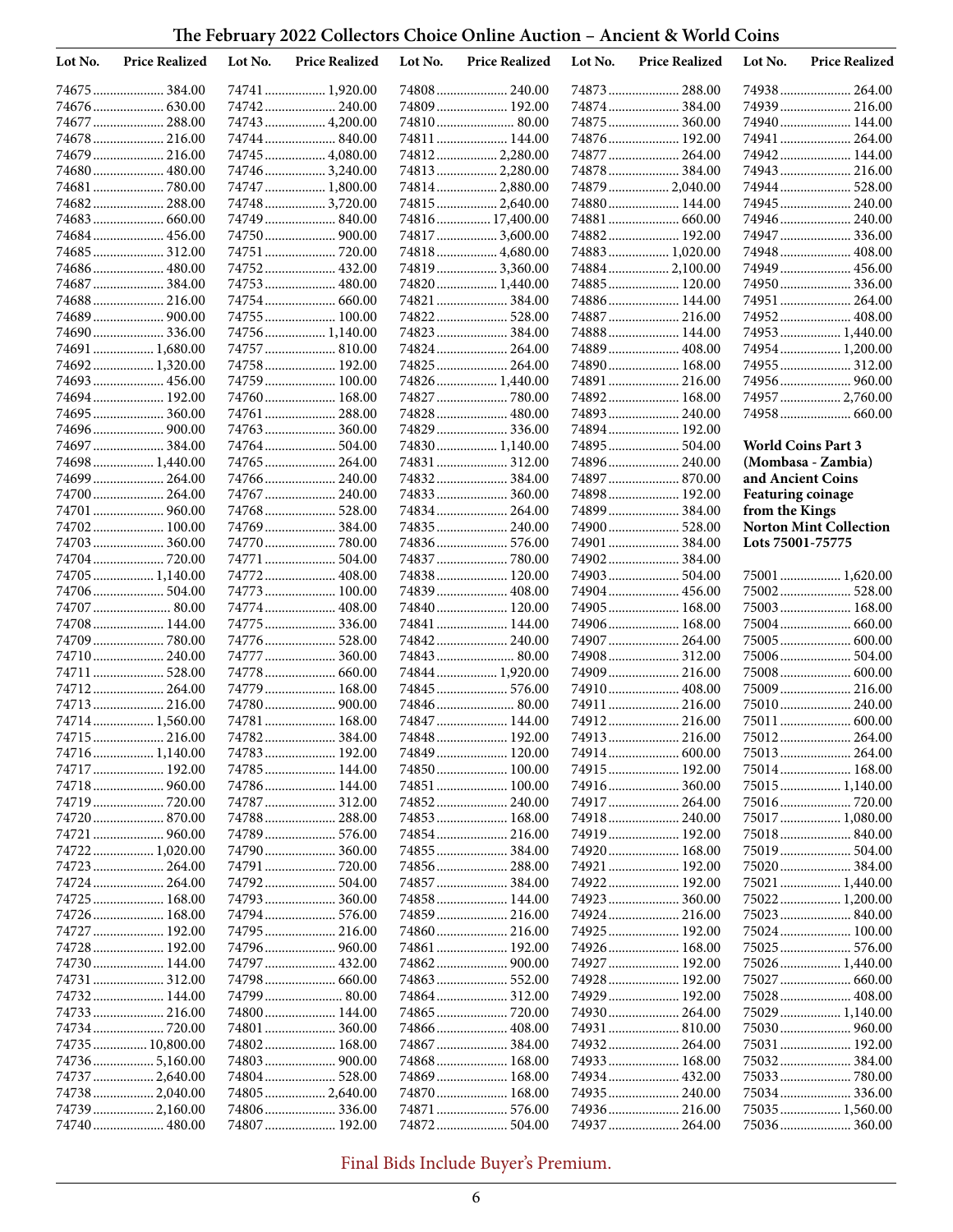# The February 2022 Collectors Choice Online Auction – Ancient & World Coins

| Lot No. | Price Realized |
|---|---|
| 74675 | 384.00 |
| 74676 | 630.00 |
| 74677 | 288.00 |
| 74678 | 216.00 |
| 74679 | 216.00 |
| 74680 | 480.00 |
| 74681 | 780.00 |
| 74682 | 288.00 |
| 74683 | 660.00 |
| 74684 | 456.00 |
| 74685 | 312.00 |
| 74686 | 480.00 |
| 74687 | 384.00 |
| 74688 | 216.00 |
| 74689 | 900.00 |
| 74690 | 336.00 |
| 74691 | 1,680.00 |
| 74692 | 1,320.00 |
| 74693 | 456.00 |
| 74694 | 192.00 |
| 74695 | 360.00 |
| 74696 | 900.00 |
| 74697 | 384.00 |
| 74698 | 1,440.00 |
| 74699 | 264.00 |
| 74700 | 264.00 |
| 74701 | 960.00 |
| 74702 | 100.00 |
| 74703 | 360.00 |
| 74704 | 720.00 |
| 74705 | 1,140.00 |
| 74706 | 504.00 |
| 74707 | 80.00 |
| 74708 | 144.00 |
| 74709 | 780.00 |
| 74710 | 240.00 |
| 74711 | 528.00 |
| 74712 | 264.00 |
| 74713 | 216.00 |
| 74714 | 1,560.00 |
| 74715 | 216.00 |
| 74716 | 1,140.00 |
| 74717 | 192.00 |
| 74718 | 960.00 |
| 74719 | 720.00 |
| 74720 | 870.00 |
| 74721 | 960.00 |
| 74722 | 1,020.00 |
| 74723 | 264.00 |
| 74724 | 264.00 |
| 74725 | 168.00 |
| 74726 | 168.00 |
| 74727 | 192.00 |
| 74728 | 192.00 |
| 74730 | 144.00 |
| 74731 | 312.00 |
| 74732 | 144.00 |
| 74733 | 216.00 |
| 74734 | 720.00 |
| 74735 | 10,800.00 |
| 74736 | 5,160.00 |
| 74737 | 2,640.00 |
| 74738 | 2,040.00 |
| 74739 | 2,160.00 |
| 74740 | 480.00 |
| 74741 | 1,920.00 |
| 74742 | 240.00 |
| 74743 | 4,200.00 |
| 74744 | 840.00 |
| 74745 | 4,080.00 |
| 74746 | 3,240.00 |
| 74747 | 1,800.00 |
| 74748 | 3,720.00 |
| 74749 | 840.00 |
| 74750 | 900.00 |
| 74751 | 720.00 |
| 74752 | 432.00 |
| 74753 | 480.00 |
| 74754 | 660.00 |
| 74755 | 100.00 |
| 74756 | 1,140.00 |
| 74757 | 810.00 |
| 74758 | 192.00 |
| 74759 | 100.00 |
| 74760 | 168.00 |
| 74761 | 288.00 |
| 74763 | 360.00 |
| 74764 | 504.00 |
| 74765 | 264.00 |
| 74766 | 240.00 |
| 74767 | 240.00 |
| 74768 | 528.00 |
| 74769 | 384.00 |
| 74770 | 780.00 |
| 74771 | 504.00 |
| 74772 | 408.00 |
| 74773 | 100.00 |
| 74774 | 408.00 |
| 74775 | 336.00 |
| 74776 | 528.00 |
| 74777 | 360.00 |
| 74778 | 660.00 |
| 74779 | 168.00 |
| 74780 | 900.00 |
| 74781 | 168.00 |
| 74782 | 384.00 |
| 74783 | 192.00 |
| 74785 | 144.00 |
| 74786 | 144.00 |
| 74787 | 312.00 |
| 74788 | 288.00 |
| 74789 | 576.00 |
| 74790 | 360.00 |
| 74791 | 720.00 |
| 74792 | 504.00 |
| 74793 | 360.00 |
| 74794 | 576.00 |
| 74795 | 216.00 |
| 74796 | 960.00 |
| 74797 | 432.00 |
| 74798 | 660.00 |
| 74799 | 80.00 |
| 74800 | 144.00 |
| 74801 | 360.00 |
| 74802 | 168.00 |
| 74803 | 900.00 |
| 74804 | 528.00 |
| 74805 | 2,640.00 |
| 74806 | 336.00 |
| 74807 | 192.00 |
| 74808 | 240.00 |
| 74809 | 192.00 |
| 74810 | 80.00 |
| 74811 | 144.00 |
| 74812 | 2,280.00 |
| 74813 | 2,280.00 |
| 74814 | 2,880.00 |
| 74815 | 2,640.00 |
| 74816 | 17,400.00 |
| 74817 | 3,600.00 |
| 74818 | 4,680.00 |
| 74819 | 3,360.00 |
| 74820 | 1,440.00 |
| 74821 | 384.00 |
| 74822 | 528.00 |
| 74823 | 384.00 |
| 74824 | 264.00 |
| 74825 | 264.00 |
| 74826 | 1,440.00 |
| 74827 | 780.00 |
| 74828 | 480.00 |
| 74829 | 336.00 |
| 74830 | 1,140.00 |
| 74831 | 312.00 |
| 74832 | 384.00 |
| 74833 | 360.00 |
| 74834 | 264.00 |
| 74835 | 240.00 |
| 74836 | 576.00 |
| 74837 | 780.00 |
| 74838 | 120.00 |
| 74839 | 408.00 |
| 74840 | 120.00 |
| 74841 | 144.00 |
| 74842 | 240.00 |
| 74843 | 80.00 |
| 74844 | 1,920.00 |
| 74845 | 576.00 |
| 74846 | 80.00 |
| 74847 | 144.00 |
| 74848 | 192.00 |
| 74849 | 120.00 |
| 74850 | 100.00 |
| 74851 | 100.00 |
| 74852 | 240.00 |
| 74853 | 168.00 |
| 74854 | 216.00 |
| 74855 | 384.00 |
| 74856 | 288.00 |
| 74857 | 384.00 |
| 74858 | 144.00 |
| 74859 | 216.00 |
| 74860 | 216.00 |
| 74861 | 192.00 |
| 74862 | 900.00 |
| 74863 | 552.00 |
| 74864 | 312.00 |
| 74865 | 720.00 |
| 74866 | 408.00 |
| 74867 | 384.00 |
| 74868 | 168.00 |
| 74869 | 168.00 |
| 74870 | 168.00 |
| 74871 | 576.00 |
| 74872 | 504.00 |
| 74873 | 288.00 |
| 74874 | 384.00 |
| 74875 | 360.00 |
| 74876 | 192.00 |
| 74877 | 264.00 |
| 74878 | 384.00 |
| 74879 | 2,040.00 |
| 74880 | 144.00 |
| 74881 | 660.00 |
| 74882 | 192.00 |
| 74883 | 1,020.00 |
| 74884 | 2,100.00 |
| 74885 | 120.00 |
| 74886 | 144.00 |
| 74887 | 216.00 |
| 74888 | 144.00 |
| 74889 | 408.00 |
| 74890 | 168.00 |
| 74891 | 216.00 |
| 74892 | 168.00 |
| 74893 | 240.00 |
| 74894 | 192.00 |
| 74895 | 504.00 |
| 74896 | 240.00 |
| 74897 | 870.00 |
| 74898 | 192.00 |
| 74899 | 384.00 |
| 74900 | 528.00 |
| 74901 | 384.00 |
| 74902 | 384.00 |
| 74903 | 504.00 |
| 74904 | 456.00 |
| 74905 | 168.00 |
| 74906 | 168.00 |
| 74907 | 264.00 |
| 74908 | 312.00 |
| 74909 | 216.00 |
| 74910 | 408.00 |
| 74911 | 216.00 |
| 74912 | 216.00 |
| 74913 | 216.00 |
| 74914 | 600.00 |
| 74915 | 192.00 |
| 74916 | 360.00 |
| 74917 | 264.00 |
| 74918 | 240.00 |
| 74919 | 192.00 |
| 74920 | 168.00 |
| 74921 | 192.00 |
| 74922 | 192.00 |
| 74923 | 360.00 |
| 74924 | 216.00 |
| 74925 | 192.00 |
| 74926 | 168.00 |
| 74927 | 192.00 |
| 74928 | 192.00 |
| 74929 | 192.00 |
| 74930 | 264.00 |
| 74931 | 810.00 |
| 74932 | 264.00 |
| 74933 | 168.00 |
| 74934 | 432.00 |
| 74935 | 240.00 |
| 74936 | 216.00 |
| 74937 | 264.00 |
| 74938 | 264.00 |
| 74939 | 216.00 |
| 74940 | 144.00 |
| 74941 | 264.00 |
| 74942 | 144.00 |
| 74943 | 216.00 |
| 74944 | 528.00 |
| 74945 | 240.00 |
| 74946 | 240.00 |
| 74947 | 336.00 |
| 74948 | 408.00 |
| 74949 | 456.00 |
| 74950 | 336.00 |
| 74951 | 264.00 |
| 74952 | 408.00 |
| 74953 | 1,440.00 |
| 74954 | 1,200.00 |
| 74955 | 312.00 |
| 74956 | 960.00 |
| 74957 | 2,760.00 |
| 74958 | 660.00 |

**World Coins Part 3 (Mombasa - Zambia) and Ancient Coins Featuring coinage from the Kings Norton Mint Collection Lots 75001-75775**

| Lot No. | Price Realized |
|---|---|
| 75001 | 1,620.00 |
| 75002 | 528.00 |
| 75003 | 168.00 |
| 75004 | 660.00 |
| 75005 | 600.00 |
| 75006 | 504.00 |
| 75008 | 600.00 |
| 75009 | 216.00 |
| 75010 | 240.00 |
| 75011 | 600.00 |
| 75012 | 264.00 |
| 75013 | 264.00 |
| 75014 | 168.00 |
| 75015 | 1,140.00 |
| 75016 | 720.00 |
| 75017 | 1,080.00 |
| 75018 | 840.00 |
| 75019 | 504.00 |
| 75020 | 384.00 |
| 75021 | 1,440.00 |
| 75022 | 1,200.00 |
| 75023 | 840.00 |
| 75024 | 100.00 |
| 75025 | 576.00 |
| 75026 | 1,440.00 |
| 75027 | 660.00 |
| 75028 | 408.00 |
| 75029 | 1,140.00 |
| 75030 | 960.00 |
| 75031 | 192.00 |
| 75032 | 384.00 |
| 75033 | 780.00 |
| 75034 | 336.00 |
| 75035 | 1,560.00 |
| 75036 | 360.00 |

Final Bids Include Buyer's Premium.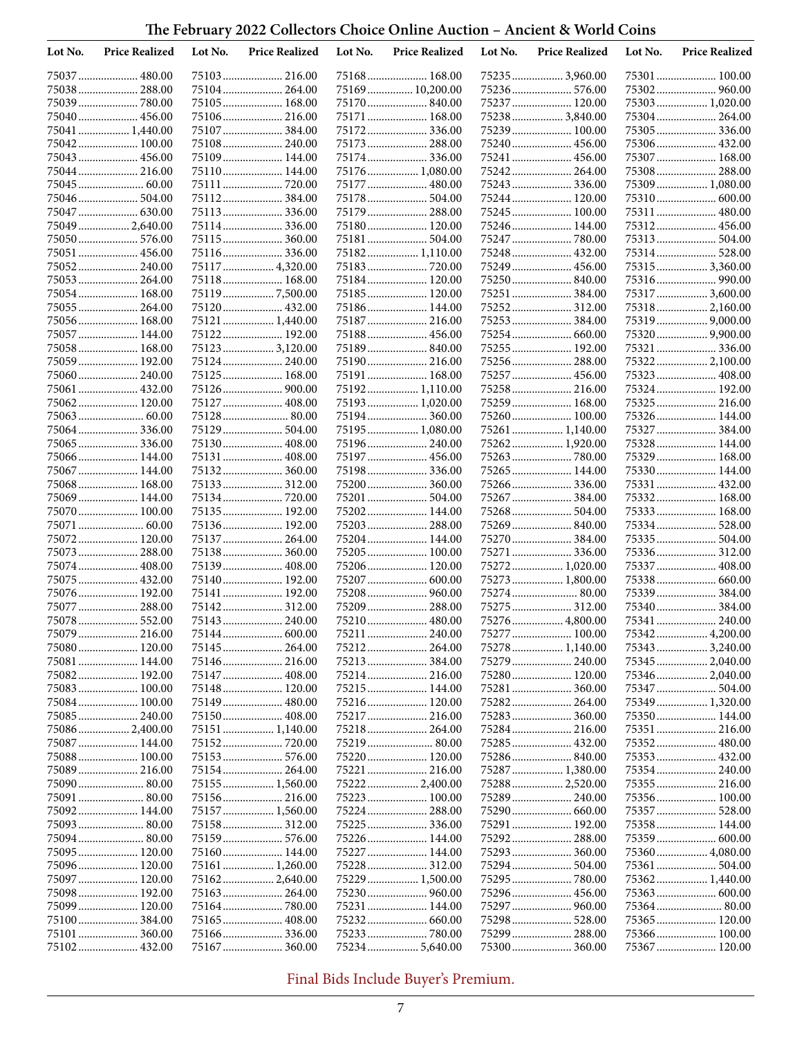## The February 2022 Collectors Choice Online Auction – Ancient & World Coins

| Lot No. | Price Realized | Lot No. | Price Realized | Lot No. | Price Realized | Lot No. | Price Realized | Lot No. | Price Realized |
|---|---|---|---|---|---|---|---|---|---|
| 75037 | 480.00 | 75103 | 216.00 | 75168 | 168.00 | 75235 | 3,960.00 | 75301 | 100.00 |
| 75038 | 288.00 | 75104 | 264.00 | 75169 | 10,200.00 | 75236 | 576.00 | 75302 | 960.00 |
| 75039 | 780.00 | 75105 | 168.00 | 75170 | 840.00 | 75237 | 120.00 | 75303 | 1,020.00 |
| 75040 | 456.00 | 75106 | 216.00 | 75171 | 168.00 | 75238 | 3,840.00 | 75304 | 264.00 |
| 75041 | 1,440.00 | 75107 | 384.00 | 75172 | 336.00 | 75239 | 100.00 | 75305 | 336.00 |
| 75042 | 100.00 | 75108 | 240.00 | 75173 | 288.00 | 75240 | 456.00 | 75306 | 432.00 |
| 75043 | 456.00 | 75109 | 144.00 | 75174 | 336.00 | 75241 | 456.00 | 75307 | 168.00 |
| 75044 | 216.00 | 75110 | 144.00 | 75176 | 1,080.00 | 75242 | 264.00 | 75308 | 288.00 |
| 75045 | 60.00 | 75111 | 720.00 | 75177 | 480.00 | 75243 | 336.00 | 75309 | 1,080.00 |
| 75046 | 504.00 | 75112 | 384.00 | 75178 | 504.00 | 75244 | 120.00 | 75310 | 600.00 |
| 75047 | 630.00 | 75113 | 336.00 | 75179 | 288.00 | 75245 | 100.00 | 75311 | 480.00 |
| 75049 | 2,640.00 | 75114 | 336.00 | 75180 | 120.00 | 75246 | 144.00 | 75312 | 456.00 |
| 75050 | 576.00 | 75115 | 360.00 | 75181 | 504.00 | 75247 | 780.00 | 75313 | 504.00 |
| 75051 | 456.00 | 75116 | 336.00 | 75182 | 1,110.00 | 75248 | 432.00 | 75314 | 528.00 |
| 75052 | 240.00 | 75117 | 4,320.00 | 75183 | 720.00 | 75249 | 456.00 | 75315 | 3,360.00 |
| 75053 | 264.00 | 75118 | 168.00 | 75184 | 120.00 | 75250 | 840.00 | 75316 | 990.00 |
| 75054 | 168.00 | 75119 | 7,500.00 | 75185 | 120.00 | 75251 | 384.00 | 75317 | 3,600.00 |
| 75055 | 264.00 | 75120 | 432.00 | 75186 | 144.00 | 75252 | 312.00 | 75318 | 2,160.00 |
| 75056 | 168.00 | 75121 | 1,440.00 | 75187 | 216.00 | 75253 | 384.00 | 75319 | 9,000.00 |
| 75057 | 144.00 | 75122 | 192.00 | 75188 | 456.00 | 75254 | 660.00 | 75320 | 9,900.00 |
| 75058 | 168.00 | 75123 | 3,120.00 | 75189 | 840.00 | 75255 | 192.00 | 75321 | 336.00 |
| 75059 | 192.00 | 75124 | 240.00 | 75190 | 216.00 | 75256 | 288.00 | 75322 | 2,100.00 |
| 75060 | 240.00 | 75125 | 168.00 | 75191 | 168.00 | 75257 | 456.00 | 75323 | 408.00 |
| 75061 | 432.00 | 75126 | 900.00 | 75192 | 1,110.00 | 75258 | 216.00 | 75324 | 192.00 |
| 75062 | 120.00 | 75127 | 408.00 | 75193 | 1,020.00 | 75259 | 168.00 | 75325 | 216.00 |
| 75063 | 60.00 | 75128 | 80.00 | 75194 | 360.00 | 75260 | 100.00 | 75326 | 144.00 |
| 75064 | 336.00 | 75129 | 504.00 | 75195 | 1,080.00 | 75261 | 1,140.00 | 75327 | 384.00 |
| 75065 | 336.00 | 75130 | 408.00 | 75196 | 240.00 | 75262 | 1,920.00 | 75328 | 144.00 |
| 75066 | 144.00 | 75131 | 408.00 | 75197 | 456.00 | 75263 | 780.00 | 75329 | 168.00 |
| 75067 | 144.00 | 75132 | 360.00 | 75198 | 336.00 | 75265 | 144.00 | 75330 | 144.00 |
| 75068 | 168.00 | 75133 | 312.00 | 75200 | 360.00 | 75266 | 336.00 | 75331 | 432.00 |
| 75069 | 144.00 | 75134 | 720.00 | 75201 | 504.00 | 75267 | 384.00 | 75332 | 168.00 |
| 75070 | 100.00 | 75135 | 192.00 | 75202 | 144.00 | 75268 | 504.00 | 75333 | 168.00 |
| 75071 | 60.00 | 75136 | 192.00 | 75203 | 288.00 | 75269 | 840.00 | 75334 | 528.00 |
| 75072 | 120.00 | 75137 | 264.00 | 75204 | 144.00 | 75270 | 384.00 | 75335 | 504.00 |
| 75073 | 288.00 | 75138 | 360.00 | 75205 | 100.00 | 75271 | 336.00 | 75336 | 312.00 |
| 75074 | 408.00 | 75139 | 408.00 | 75206 | 120.00 | 75272 | 1,020.00 | 75337 | 408.00 |
| 75075 | 432.00 | 75140 | 192.00 | 75207 | 600.00 | 75273 | 1,800.00 | 75338 | 660.00 |
| 75076 | 192.00 | 75141 | 192.00 | 75208 | 960.00 | 75274 | 80.00 | 75339 | 384.00 |
| 75077 | 288.00 | 75142 | 312.00 | 75209 | 288.00 | 75275 | 312.00 | 75340 | 384.00 |
| 75078 | 552.00 | 75143 | 240.00 | 75210 | 480.00 | 75276 | 4,800.00 | 75341 | 240.00 |
| 75079 | 216.00 | 75144 | 600.00 | 75211 | 240.00 | 75277 | 100.00 | 75342 | 4,200.00 |
| 75080 | 120.00 | 75145 | 264.00 | 75212 | 264.00 | 75278 | 1,140.00 | 75343 | 3,240.00 |
| 75081 | 144.00 | 75146 | 216.00 | 75213 | 384.00 | 75279 | 240.00 | 75345 | 2,040.00 |
| 75082 | 192.00 | 75147 | 408.00 | 75214 | 216.00 | 75280 | 120.00 | 75346 | 2,040.00 |
| 75083 | 100.00 | 75148 | 120.00 | 75215 | 144.00 | 75281 | 360.00 | 75347 | 504.00 |
| 75084 | 100.00 | 75149 | 480.00 | 75216 | 120.00 | 75282 | 264.00 | 75349 | 1,320.00 |
| 75085 | 240.00 | 75150 | 408.00 | 75217 | 216.00 | 75283 | 360.00 | 75350 | 144.00 |
| 75086 | 2,400.00 | 75151 | 1,140.00 | 75218 | 264.00 | 75284 | 216.00 | 75351 | 216.00 |
| 75087 | 144.00 | 75152 | 720.00 | 75219 | 80.00 | 75285 | 432.00 | 75352 | 480.00 |
| 75088 | 100.00 | 75153 | 576.00 | 75220 | 120.00 | 75286 | 840.00 | 75353 | 432.00 |
| 75089 | 216.00 | 75154 | 264.00 | 75221 | 216.00 | 75287 | 1,380.00 | 75354 | 240.00 |
| 75090 | 80.00 | 75155 | 1,560.00 | 75222 | 2,400.00 | 75288 | 2,520.00 | 75355 | 216.00 |
| 75091 | 80.00 | 75156 | 216.00 | 75223 | 100.00 | 75289 | 240.00 | 75356 | 100.00 |
| 75092 | 144.00 | 75157 | 1,560.00 | 75224 | 288.00 | 75290 | 660.00 | 75357 | 528.00 |
| 75093 | 80.00 | 75158 | 312.00 | 75225 | 336.00 | 75291 | 192.00 | 75358 | 144.00 |
| 75094 | 80.00 | 75159 | 576.00 | 75226 | 144.00 | 75292 | 288.00 | 75359 | 600.00 |
| 75095 | 120.00 | 75160 | 144.00 | 75227 | 144.00 | 75293 | 360.00 | 75360 | 4,080.00 |
| 75096 | 120.00 | 75161 | 1,260.00 | 75228 | 312.00 | 75294 | 504.00 | 75361 | 504.00 |
| 75097 | 120.00 | 75162 | 2,640.00 | 75229 | 1,500.00 | 75295 | 780.00 | 75362 | 1,440.00 |
| 75098 | 192.00 | 75163 | 264.00 | 75230 | 960.00 | 75296 | 456.00 | 75363 | 600.00 |
| 75099 | 120.00 | 75164 | 780.00 | 75231 | 144.00 | 75297 | 960.00 | 75364 | 80.00 |
| 75100 | 384.00 | 75165 | 408.00 | 75232 | 660.00 | 75298 | 528.00 | 75365 | 120.00 |
| 75101 | 360.00 | 75166 | 336.00 | 75233 | 780.00 | 75299 | 288.00 | 75366 | 100.00 |
| 75102 | 432.00 | 75167 | 360.00 | 75234 | 5,640.00 | 75300 | 360.00 | 75367 | 120.00 |

Final Bids Include Buyer's Premium.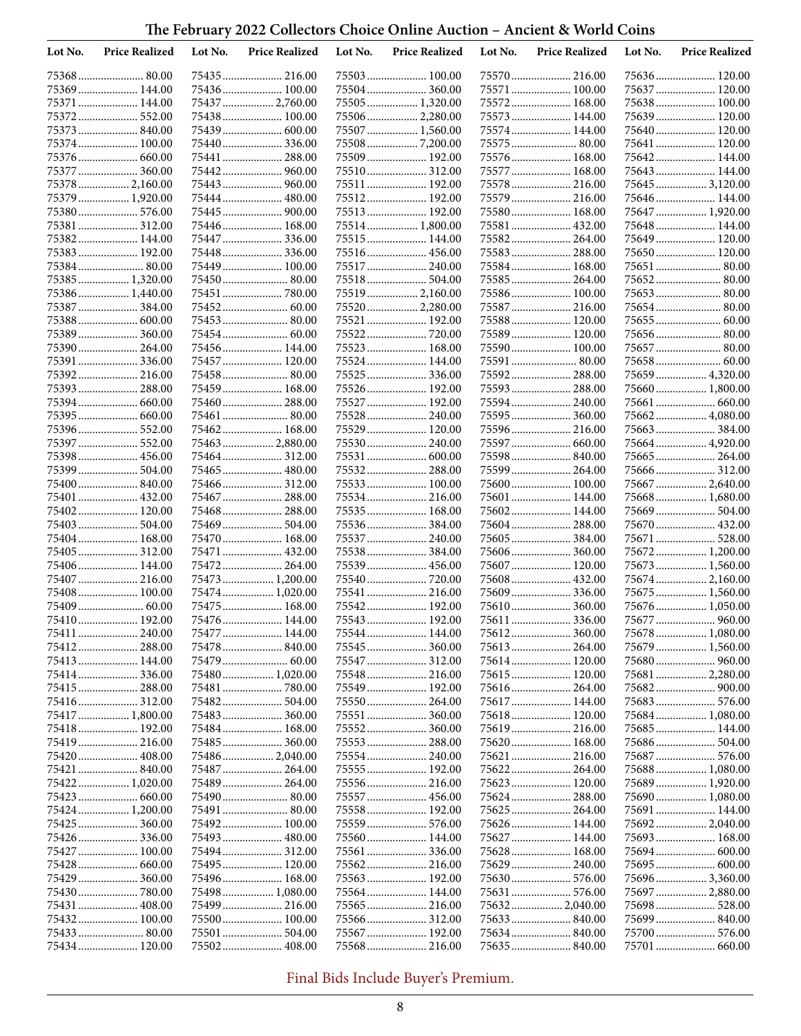# The February 2022 Collectors Choice Online Auction – Ancient & World Coins

| Lot No. | Price Realized | Lot No. | Price Realized | Lot No. | Price Realized | Lot No. | Price Realized | Lot No. | Price Realized |
|---|---|---|---|---|---|---|---|---|---|
| 75368 | 80.00 | 75435 | 216.00 | 75503 | 100.00 | 75570 | 216.00 | 75636 | 120.00 |
| 75369 | 144.00 | 75436 | 100.00 | 75504 | 360.00 | 75571 | 100.00 | 75637 | 120.00 |
| 75371 | 144.00 | 75437 | 2,760.00 | 75505 | 1,320.00 | 75572 | 168.00 | 75638 | 100.00 |
| 75372 | 552.00 | 75438 | 100.00 | 75506 | 2,280.00 | 75573 | 144.00 | 75639 | 120.00 |
| 75373 | 840.00 | 75439 | 600.00 | 75507 | 1,560.00 | 75574 | 144.00 | 75640 | 120.00 |
| 75374 | 100.00 | 75440 | 336.00 | 75508 | 7,200.00 | 75575 | 80.00 | 75641 | 120.00 |
| 75376 | 660.00 | 75441 | 288.00 | 75509 | 192.00 | 75576 | 168.00 | 75642 | 144.00 |
| 75377 | 360.00 | 75442 | 960.00 | 75510 | 312.00 | 75577 | 168.00 | 75643 | 144.00 |
| 75378 | 2,160.00 | 75443 | 960.00 | 75511 | 192.00 | 75578 | 216.00 | 75645 | 3,120.00 |
| 75379 | 1,920.00 | 75444 | 480.00 | 75512 | 192.00 | 75579 | 216.00 | 75646 | 144.00 |
| 75380 | 576.00 | 75445 | 900.00 | 75513 | 192.00 | 75580 | 168.00 | 75647 | 1,920.00 |
| 75381 | 312.00 | 75446 | 168.00 | 75514 | 1,800.00 | 75581 | 432.00 | 75648 | 144.00 |
| 75382 | 144.00 | 75447 | 336.00 | 75515 | 144.00 | 75582 | 264.00 | 75649 | 120.00 |
| 75383 | 192.00 | 75448 | 336.00 | 75516 | 456.00 | 75583 | 288.00 | 75650 | 120.00 |
| 75384 | 80.00 | 75449 | 100.00 | 75517 | 240.00 | 75584 | 168.00 | 75651 | 80.00 |
| 75385 | 1,320.00 | 75450 | 80.00 | 75518 | 504.00 | 75585 | 264.00 | 75652 | 80.00 |
| 75386 | 1,440.00 | 75451 | 780.00 | 75519 | 2,160.00 | 75586 | 100.00 | 75653 | 80.00 |
| 75387 | 384.00 | 75452 | 60.00 | 75520 | 2,280.00 | 75587 | 216.00 | 75654 | 80.00 |
| 75388 | 600.00 | 75453 | 80.00 | 75521 | 192.00 | 75588 | 120.00 | 75655 | 60.00 |
| 75389 | 360.00 | 75454 | 60.00 | 75522 | 720.00 | 75589 | 120.00 | 75656 | 80.00 |
| 75390 | 264.00 | 75456 | 144.00 | 75523 | 168.00 | 75590 | 100.00 | 75657 | 80.00 |
| 75391 | 336.00 | 75457 | 120.00 | 75524 | 144.00 | 75591 | 80.00 | 75658 | 60.00 |
| 75392 | 216.00 | 75458 | 80.00 | 75525 | 336.00 | 75592 | 288.00 | 75659 | 4,320.00 |
| 75393 | 288.00 | 75459 | 168.00 | 75526 | 192.00 | 75593 | 288.00 | 75660 | 1,800.00 |
| 75394 | 660.00 | 75460 | 288.00 | 75527 | 192.00 | 75594 | 240.00 | 75661 | 660.00 |
| 75395 | 660.00 | 75461 | 80.00 | 75528 | 240.00 | 75595 | 360.00 | 75662 | 4,080.00 |
| 75396 | 552.00 | 75462 | 168.00 | 75529 | 120.00 | 75596 | 216.00 | 75663 | 384.00 |
| 75397 | 552.00 | 75463 | 2,880.00 | 75530 | 240.00 | 75597 | 660.00 | 75664 | 4,920.00 |
| 75398 | 456.00 | 75464 | 312.00 | 75531 | 600.00 | 75598 | 840.00 | 75665 | 264.00 |
| 75399 | 504.00 | 75465 | 480.00 | 75532 | 288.00 | 75599 | 264.00 | 75666 | 312.00 |
| 75400 | 840.00 | 75466 | 312.00 | 75533 | 100.00 | 75600 | 100.00 | 75667 | 2,640.00 |
| 75401 | 432.00 | 75467 | 288.00 | 75534 | 216.00 | 75601 | 144.00 | 75668 | 1,680.00 |
| 75402 | 120.00 | 75468 | 288.00 | 75535 | 168.00 | 75602 | 144.00 | 75669 | 504.00 |
| 75403 | 504.00 | 75469 | 504.00 | 75536 | 384.00 | 75604 | 288.00 | 75670 | 432.00 |
| 75404 | 168.00 | 75470 | 168.00 | 75537 | 240.00 | 75605 | 384.00 | 75671 | 528.00 |
| 75405 | 312.00 | 75471 | 432.00 | 75538 | 384.00 | 75606 | 360.00 | 75672 | 1,200.00 |
| 75406 | 144.00 | 75472 | 264.00 | 75539 | 456.00 | 75607 | 120.00 | 75673 | 1,560.00 |
| 75407 | 216.00 | 75473 | 1,200.00 | 75540 | 720.00 | 75608 | 432.00 | 75674 | 2,160.00 |
| 75408 | 100.00 | 75474 | 1,020.00 | 75541 | 216.00 | 75609 | 336.00 | 75675 | 1,560.00 |
| 75409 | 60.00 | 75475 | 168.00 | 75542 | 192.00 | 75610 | 360.00 | 75676 | 1,050.00 |
| 75410 | 192.00 | 75476 | 144.00 | 75543 | 192.00 | 75611 | 336.00 | 75677 | 960.00 |
| 75411 | 240.00 | 75477 | 144.00 | 75544 | 144.00 | 75612 | 360.00 | 75678 | 1,080.00 |
| 75412 | 288.00 | 75478 | 840.00 | 75545 | 360.00 | 75613 | 264.00 | 75679 | 1,560.00 |
| 75413 | 144.00 | 75479 | 60.00 | 75547 | 312.00 | 75614 | 120.00 | 75680 | 960.00 |
| 75414 | 336.00 | 75480 | 1,020.00 | 75548 | 216.00 | 75615 | 120.00 | 75681 | 2,280.00 |
| 75415 | 288.00 | 75481 | 780.00 | 75549 | 192.00 | 75616 | 264.00 | 75682 | 900.00 |
| 75416 | 312.00 | 75482 | 504.00 | 75550 | 264.00 | 75617 | 144.00 | 75683 | 576.00 |
| 75417 | 1,800.00 | 75483 | 360.00 | 75551 | 360.00 | 75618 | 120.00 | 75684 | 1,080.00 |
| 75418 | 192.00 | 75484 | 168.00 | 75552 | 360.00 | 75619 | 216.00 | 75685 | 144.00 |
| 75419 | 216.00 | 75485 | 360.00 | 75553 | 288.00 | 75620 | 168.00 | 75686 | 504.00 |
| 75420 | 408.00 | 75486 | 2,040.00 | 75554 | 240.00 | 75621 | 216.00 | 75687 | 576.00 |
| 75421 | 840.00 | 75487 | 264.00 | 75555 | 192.00 | 75622 | 264.00 | 75688 | 1,080.00 |
| 75422 | 1,020.00 | 75489 | 264.00 | 75556 | 216.00 | 75623 | 120.00 | 75689 | 1,920.00 |
| 75423 | 660.00 | 75490 | 80.00 | 75557 | 456.00 | 75624 | 288.00 | 75690 | 1,080.00 |
| 75424 | 1,200.00 | 75491 | 80.00 | 75558 | 192.00 | 75625 | 264.00 | 75691 | 144.00 |
| 75425 | 360.00 | 75492 | 100.00 | 75559 | 576.00 | 75626 | 144.00 | 75692 | 2,040.00 |
| 75426 | 336.00 | 75493 | 480.00 | 75560 | 144.00 | 75627 | 144.00 | 75693 | 168.00 |
| 75427 | 100.00 | 75494 | 312.00 | 75561 | 336.00 | 75628 | 168.00 | 75694 | 600.00 |
| 75428 | 660.00 | 75495 | 120.00 | 75562 | 216.00 | 75629 | 240.00 | 75695 | 600.00 |
| 75429 | 360.00 | 75496 | 168.00 | 75563 | 192.00 | 75630 | 576.00 | 75696 | 3,360.00 |
| 75430 | 780.00 | 75498 | 1,080.00 | 75564 | 144.00 | 75631 | 576.00 | 75697 | 2,880.00 |
| 75431 | 408.00 | 75499 | 216.00 | 75565 | 216.00 | 75632 | 2,040.00 | 75698 | 528.00 |
| 75432 | 100.00 | 75500 | 100.00 | 75566 | 312.00 | 75633 | 840.00 | 75699 | 840.00 |
| 75433 | 80.00 | 75501 | 504.00 | 75567 | 192.00 | 75634 | 840.00 | 75700 | 576.00 |
| 75434 | 120.00 | 75502 | 408.00 | 75568 | 216.00 | 75635 | 840.00 | 75701 | 660.00 |

Final Bids Include Buyer's Premium.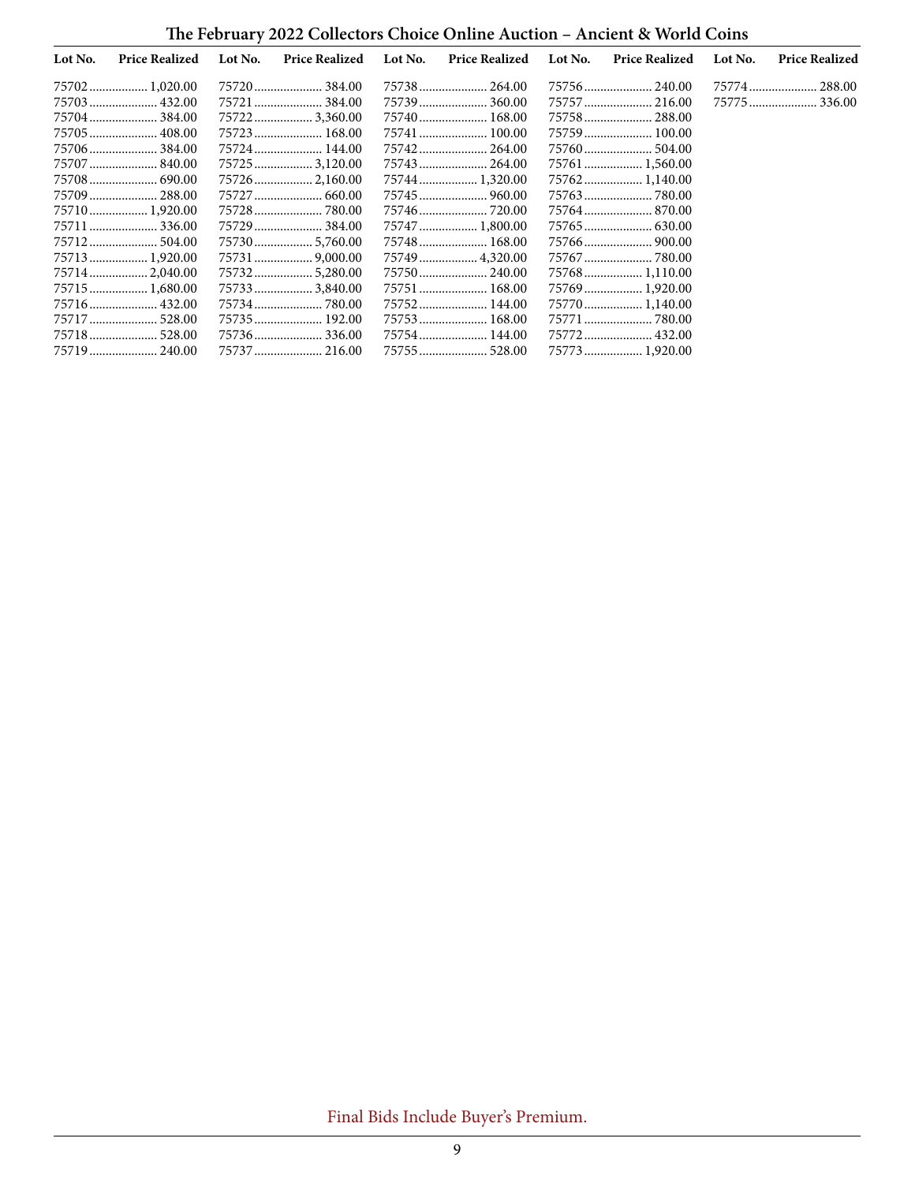# The February 2022 Collectors Choice Online Auction – Ancient & World Coins

| Lot No. | Price Realized | Lot No. | Price Realized | Lot No. | Price Realized | Lot No. | Price Realized | Lot No. | Price Realized |
|---|---|---|---|---|---|---|---|---|---|
| 75702 | 1,020.00 | 75720 | 384.00 | 75738 | 264.00 | 75756 | 240.00 | 75774 | 288.00 |
| 75703 | 432.00 | 75721 | 384.00 | 75739 | 360.00 | 75757 | 216.00 | 75775 | 336.00 |
| 75704 | 384.00 | 75722 | 3,360.00 | 75740 | 168.00 | 75758 | 288.00 | | |
| 75705 | 408.00 | 75723 | 168.00 | 75741 | 100.00 | 75759 | 100.00 | | |
| 75706 | 384.00 | 75724 | 144.00 | 75742 | 264.00 | 75760 | 504.00 | | |
| 75707 | 840.00 | 75725 | 3,120.00 | 75743 | 264.00 | 75761 | 1,560.00 | | |
| 75708 | 690.00 | 75726 | 2,160.00 | 75744 | 1,320.00 | 75762 | 1,140.00 | | |
| 75709 | 288.00 | 75727 | 660.00 | 75745 | 960.00 | 75763 | 780.00 | | |
| 75710 | 1,920.00 | 75728 | 780.00 | 75746 | 720.00 | 75764 | 870.00 | | |
| 75711 | 336.00 | 75729 | 384.00 | 75747 | 1,800.00 | 75765 | 630.00 | | |
| 75712 | 504.00 | 75730 | 5,760.00 | 75748 | 168.00 | 75766 | 900.00 | | |
| 75713 | 1,920.00 | 75731 | 9,000.00 | 75749 | 4,320.00 | 75767 | 780.00 | | |
| 75714 | 2,040.00 | 75732 | 5,280.00 | 75750 | 240.00 | 75768 | 1,110.00 | | |
| 75715 | 1,680.00 | 75733 | 3,840.00 | 75751 | 168.00 | 75769 | 1,920.00 | | |
| 75716 | 432.00 | 75734 | 780.00 | 75752 | 144.00 | 75770 | 1,140.00 | | |
| 75717 | 528.00 | 75735 | 192.00 | 75753 | 168.00 | 75771 | 780.00 | | |
| 75718 | 528.00 | 75736 | 336.00 | 75754 | 144.00 | 75772 | 432.00 | | |
| 75719 | 240.00 | 75737 | 216.00 | 75755 | 528.00 | 75773 | 1,920.00 | | |

Final Bids Include Buyer's Premium.